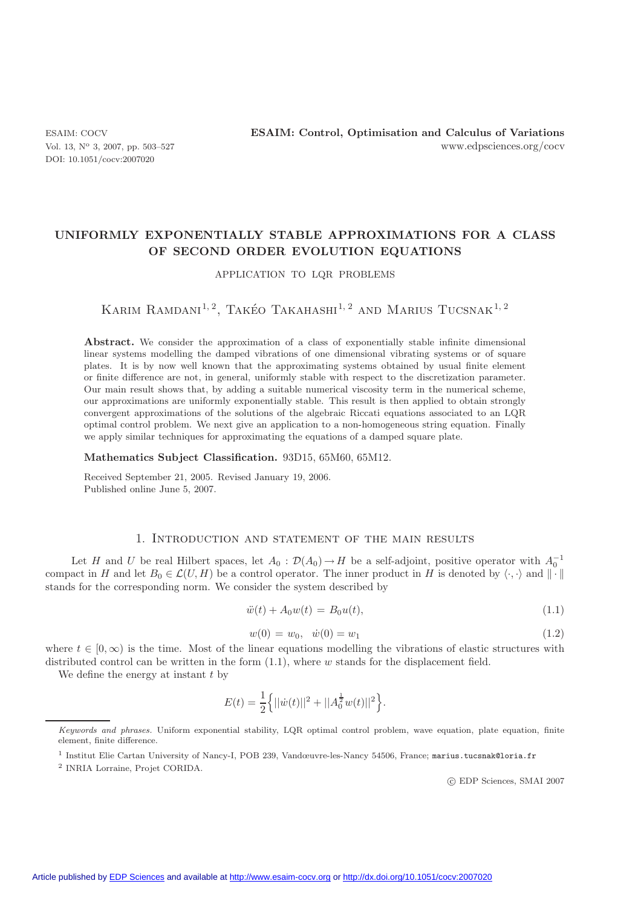# UNIFORMLY EXPONENTIALLY STABLE APPROXIMATIONS FOR A CLASS OF SECOND ORDER EVOLUTION EQUATIONS

APPLICATION TO LQR PROBLEMS

Karim Ramdani[1,2], Takéo Takahashi[1,2] and Marius Tucsnak[1,2]

**Abstract.** We consider the approximation of a class of exponentially stable infinite dimensional linear systems modelling the damped vibrations of one dimensional vibrating systems or of square plates. It is by now well known that the approximating systems obtained by usual finite element or finite difference are not, in general, uniformly stable with respect to the discretization parameter. Our main result shows that, by adding a suitable numerical viscosity term in the numerical scheme, our approximations are uniformly exponentially stable. This result is then applied to obtain strongly convergent approximations of the solutions of the algebraic Riccati equations associated to an LQR optimal control problem. We next give an application to a non-homogeneous string equation. Finally we apply similar techniques for approximating the equations of a damped square plate.

**Mathematics Subject Classification.** 93D15, 65M60, 65M12.

Received September 21, 2005. Revised January 19, 2006.
Published online June 5, 2007.

## 1. Introduction and statement of the main results

Let $H$ and $U$ be real Hilbert spaces, let $A_0 : \mathcal{D}(A_0) \to H$ be a self-adjoint, positive operator with $A_0^{-1}$ compact in $H$ and let $B_0 \in \mathcal{L}(U, H)$ be a control operator. The inner product in $H$ is denoted by $\langle \cdot, \cdot \rangle$ and $\| \cdot \|$ stands for the corresponding norm. We consider the system described by

$$\ddot{w}(t) + A_0 w(t) = B_0 u(t), \tag{1.1}$$

$$w(0) = w_0, \quad \dot{w}(0) = w_1 \tag{1.2}$$

where $t \in [0, \infty)$ is the time. Most of the linear equations modelling the vibrations of elastic structures with distributed control can be written in the form (1.1), where $w$ stands for the displacement field.

We define the energy at instant $t$ by

$$E(t) = \frac{1}{2} \Big\{ ||\dot{w}(t)||^2 + ||A_0^{\frac{1}{2}} w(t)||^2 \Big\}.$$

*Keywords and phrases.* Uniform exponential stability, LQR optimal control problem, wave equation, plate equation, finite element, finite difference.

[1] Institut Elie Cartan University of Nancy-I, POB 239, Vandœuvre-les-Nancy 54506, France; marius.tucsnak@loria.fr

[2] INRIA Lorraine, Projet CORIDA.

© EDP Sciences, SMAI 2007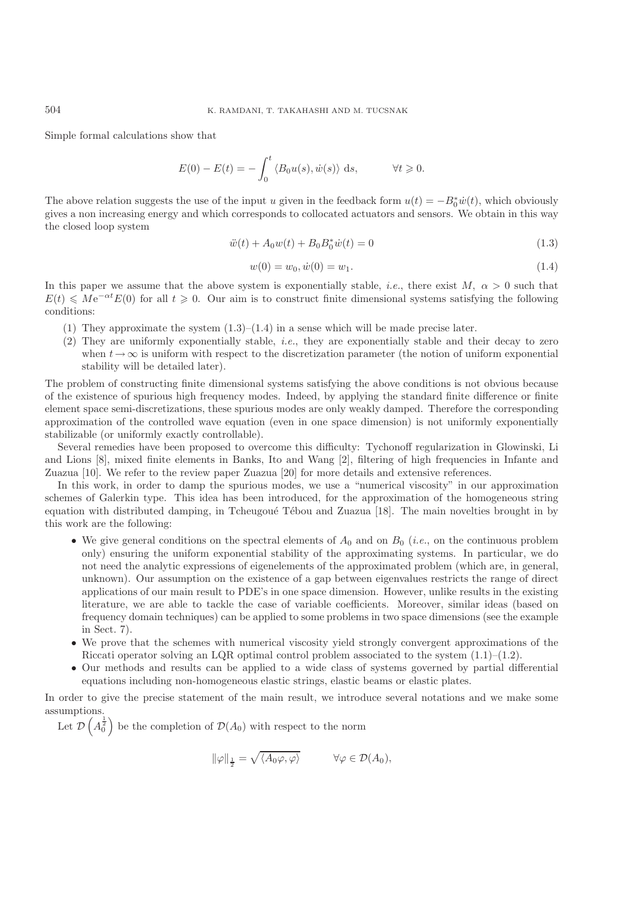Simple formal calculations show that

$$E(0) - E(t) = -\int_0^t \langle B_0 u(s), \dot{w}(s) \rangle \, \mathrm{d}s, \qquad \forall t \geqslant 0.$$

The above relation suggests the use of the input $u$ given in the feedback form $u(t) = -B_0^* \dot{w}(t)$, which obviously gives a non increasing energy and which corresponds to collocated actuators and sensors. We obtain in this way the closed loop system

$$\ddot{w}(t) + A_0 w(t) + B_0 B_0^* \dot{w}(t) = 0 \tag{1.3}$$

$$w(0) = w_0, \dot{w}(0) = w_1. \tag{1.4}$$

In this paper we assume that the above system is exponentially stable, *i.e.*, there exist $M,\ \alpha > 0$ such that $E(t) \leqslant M\mathrm{e}^{-\alpha t} E(0)$ for all $t \geqslant 0$. Our aim is to construct finite dimensional systems satisfying the following conditions:

1. They approximate the system (1.3)–(1.4) in a sense which will be made precise later.
2. They are uniformly exponentially stable, *i.e.*, they are exponentially stable and their decay to zero when $t \to \infty$ is uniform with respect to the discretization parameter (the notion of uniform exponential stability will be detailed later).

The problem of constructing finite dimensional systems satisfying the above conditions is not obvious because of the existence of spurious high frequency modes. Indeed, by applying the standard finite difference or finite element space semi-discretizations, these spurious modes are only weakly damped. Therefore the corresponding approximation of the controlled wave equation (even in one space dimension) is not uniformly exponentially stabilizable (or uniformly exactly controllable).

Several remedies have been proposed to overcome this difficulty: Tychonoff regularization in Glowinski, Li and Lions [8], mixed finite elements in Banks, Ito and Wang [2], filtering of high frequencies in Infante and Zuazua [10]. We refer to the review paper Zuazua [20] for more details and extensive references.

In this work, in order to damp the spurious modes, we use a "numerical viscosity" in our approximation schemes of Galerkin type. This idea has been introduced, for the approximation of the homogeneous string equation with distributed damping, in Tcheugoué Tébou and Zuazua [18]. The main novelties brought in by this work are the following:

- We give general conditions on the spectral elements of $A_0$ and on $B_0$ (*i.e.*, on the continuous problem only) ensuring the uniform exponential stability of the approximating systems. In particular, we do not need the analytic expressions of eigenelements of the approximated problem (which are, in general, unknown). Our assumption on the existence of a gap between eigenvalues restricts the range of direct applications of our main result to PDE's in one space dimension. However, unlike results in the existing literature, we are able to tackle the case of variable coefficients. Moreover, similar ideas (based on frequency domain techniques) can be applied to some problems in two space dimensions (see the example in Sect. 7).
- We prove that the schemes with numerical viscosity yield strongly convergent approximations of the Riccati operator solving an LQR optimal control problem associated to the system (1.1)–(1.2).
- Our methods and results can be applied to a wide class of systems governed by partial differential equations including non-homogeneous elastic strings, elastic beams or elastic plates.

In order to give the precise statement of the main result, we introduce several notations and we make some assumptions.

Let $\mathcal{D}\left(A_0^{\frac{1}{2}}\right)$ be the completion of $\mathcal{D}(A_0)$ with respect to the norm

$$\|\varphi\|_{\frac{1}{2}} = \sqrt{\langle A_0 \varphi, \varphi \rangle} \qquad \forall \varphi \in \mathcal{D}(A_0),$$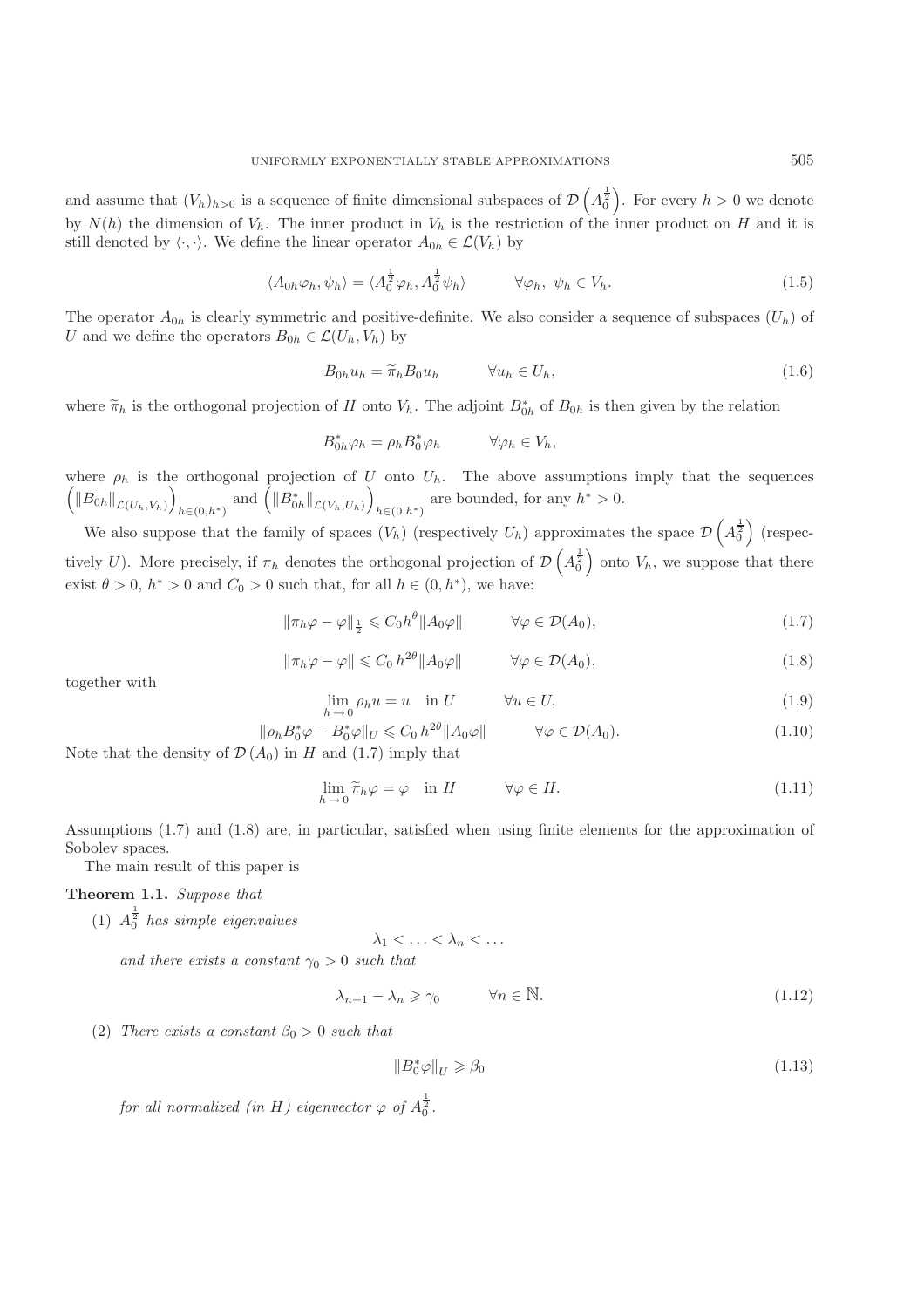and assume that $(V_h)_{h>0}$ is a sequence of finite dimensional subspaces of $\mathcal{D}\left(A_0^{\frac{1}{2}}\right)$. For every $h > 0$ we denote by $N(h)$ the dimension of $V_h$. The inner product in $V_h$ is the restriction of the inner product on $H$ and it is still denoted by $\langle \cdot, \cdot \rangle$. We define the linear operator $A_{0h} \in \mathcal{L}(V_h)$ by

$$\langle A_{0h}\varphi_h, \psi_h \rangle = \langle A_0^{\frac{1}{2}}\varphi_h, A_0^{\frac{1}{2}}\psi_h \rangle \qquad \forall \varphi_h,\ \psi_h \in V_h. \tag{1.5}$$

The operator $A_{0h}$ is clearly symmetric and positive-definite. We also consider a sequence of subspaces $(U_h)$ of $U$ and we define the operators $B_{0h} \in \mathcal{L}(U_h, V_h)$ by

$$B_{0h}u_h = \widetilde{\pi}_h B_0 u_h \qquad \forall u_h \in U_h, \tag{1.6}$$

where $\widetilde{\pi}_h$ is the orthogonal projection of $H$ onto $V_h$. The adjoint $B_{0h}^*$ of $B_{0h}$ is then given by the relation

$$B_{0h}^*\varphi_h = \rho_h B_0^*\varphi_h \qquad \forall \varphi_h \in V_h,$$

where $\rho_h$ is the orthogonal projection of $U$ onto $U_h$. The above assumptions imply that the sequences $\left(\|B_{0h}\|_{\mathcal{L}(U_h,V_h)}\right)_{h\in(0,h^*)}$ and $\left(\|B_{0h}^*\|_{\mathcal{L}(V_h,U_h)}\right)_{h\in(0,h^*)}$ are bounded, for any $h^* > 0$.

We also suppose that the family of spaces $(V_h)$ (respectively $U_h$) approximates the space $\mathcal{D}\left(A_0^{\frac{1}{2}}\right)$ (respectively $U$). More precisely, if $\pi_h$ denotes the orthogonal projection of $\mathcal{D}\left(A_0^{\frac{1}{2}}\right)$ onto $V_h$, we suppose that there exist $\theta > 0$, $h^* > 0$ and $C_0 > 0$ such that, for all $h \in (0, h^*)$, we have:

$$\|\pi_h\varphi - \varphi\|_{\frac{1}{2}} \leqslant C_0 h^{\theta}\|A_0\varphi\| \qquad \forall \varphi \in \mathcal{D}(A_0), \tag{1.7}$$

$$\|\pi_h\varphi - \varphi\| \leqslant C_0\, h^{2\theta}\|A_0\varphi\| \qquad \forall \varphi \in \mathcal{D}(A_0), \tag{1.8}$$

together with

$$\lim_{h\to 0} \rho_h u = u \quad \text{in } U \qquad \forall u \in U, \tag{1.9}$$

$$\|\rho_h B_0^*\varphi - B_0^*\varphi\|_U \leqslant C_0\, h^{2\theta}\|A_0\varphi\| \qquad \forall \varphi \in \mathcal{D}(A_0). \tag{1.10}$$

Note that the density of $\mathcal{D}(A_0)$ in $H$ and (1.7) imply that

$$\lim_{h\to 0} \widetilde{\pi}_h\varphi = \varphi \quad \text{in } H \qquad \forall \varphi \in H. \tag{1.11}$$

Assumptions (1.7) and (1.8) are, in particular, satisfied when using finite elements for the approximation of Sobolev spaces.

The main result of this paper is

**Theorem 1.1.** *Suppose that*

(1) $A_0^{\frac{1}{2}}$ *has simple eigenvalues*

$$\lambda_1 < \ldots < \lambda_n < \ldots$$

*and there exists a constant* $\gamma_0 > 0$ *such that*

$$\lambda_{n+1} - \lambda_n \geqslant \gamma_0 \qquad \forall n \in \mathbb{N}. \tag{1.12}$$

(2) *There exists a constant* $\beta_0 > 0$ *such that*

$$\|B_0^*\varphi\|_U \geqslant \beta_0 \tag{1.13}$$

*for all normalized (in* $H$*) eigenvector* $\varphi$ *of* $A_0^{\frac{1}{2}}$*.*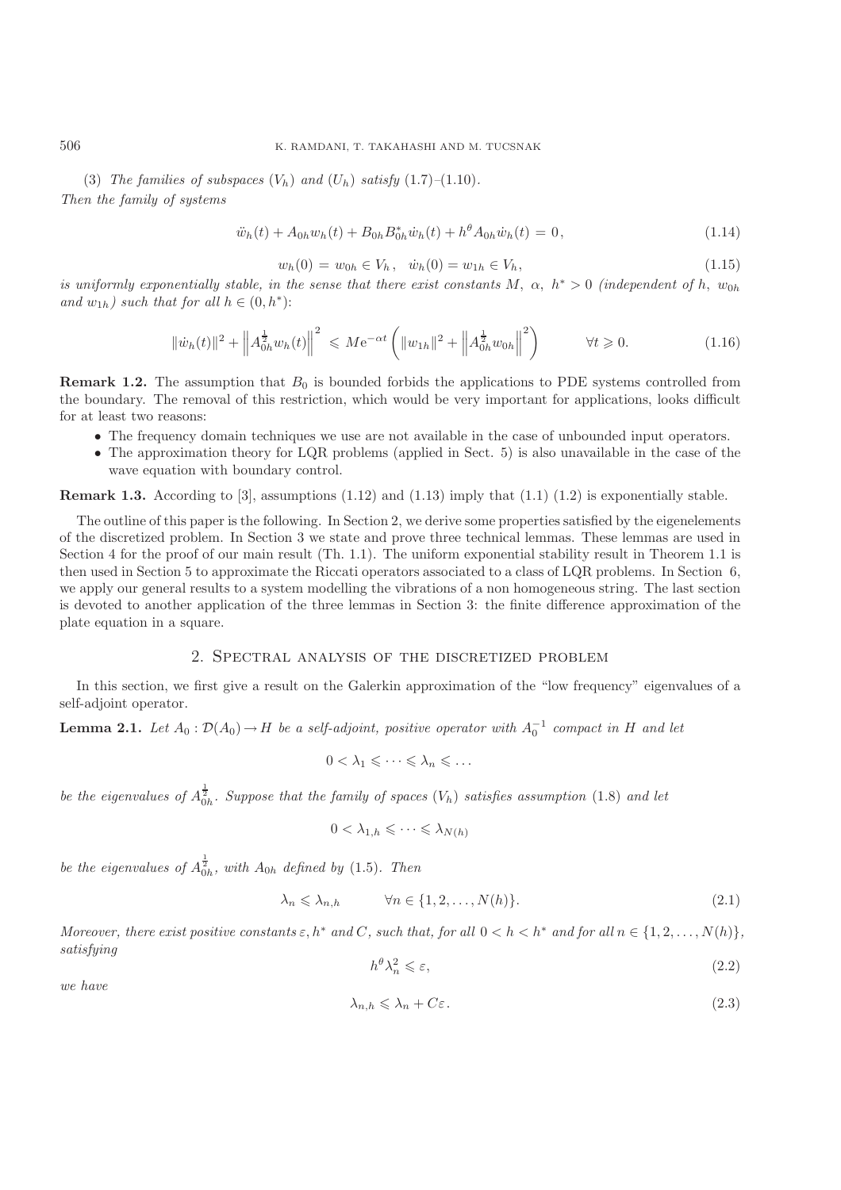(3) *The families of subspaces* $(V_h)$ *and* $(U_h)$ *satisfy* (1.7)–(1.10).

*Then the family of systems*

$$\ddot{w}_h(t) + A_{0h}w_h(t) + B_{0h}B_{0h}^*\dot{w}_h(t) + h^\theta A_{0h}\dot{w}_h(t) = 0, \tag{1.14}$$

$$w_h(0) = w_{0h} \in V_h, \quad \dot{w}_h(0) = w_{1h} \in V_h, \tag{1.15}$$

*is uniformly exponentially stable, in the sense that there exist constants* $M$, $\alpha$, $h^* > 0$ *(independent of* $h$, $w_{0h}$ *and* $w_{1h}$*) such that for all* $h \in (0, h^*)$:

$$\|\dot{w}_h(t)\|^2 + \left\|A_{0h}^{\frac{1}{2}}w_h(t)\right\|^2 \leqslant M\mathrm{e}^{-\alpha t}\left(\|w_{1h}\|^2 + \left\|A_{0h}^{\frac{1}{2}}w_{0h}\right\|^2\right) \qquad \forall t \geqslant 0. \tag{1.16}$$

**Remark 1.2.** The assumption that $B_0$ is bounded forbids the applications to PDE systems controlled from the boundary. The removal of this restriction, which would be very important for applications, looks difficult for at least two reasons:

- The frequency domain techniques we use are not available in the case of unbounded input operators.
- The approximation theory for LQR problems (applied in Sect. 5) is also unavailable in the case of the wave equation with boundary control.

**Remark 1.3.** According to [3], assumptions (1.12) and (1.13) imply that (1.1) (1.2) is exponentially stable.

The outline of this paper is the following. In Section 2, we derive some properties satisfied by the eigenelements of the discretized problem. In Section 3 we state and prove three technical lemmas. These lemmas are used in Section 4 for the proof of our main result (Th. 1.1). The uniform exponential stability result in Theorem 1.1 is then used in Section 5 to approximate the Riccati operators associated to a class of LQR problems. In Section 6, we apply our general results to a system modelling the vibrations of a non homogeneous string. The last section is devoted to another application of the three lemmas in Section 3: the finite difference approximation of the plate equation in a square.

## 2. Spectral analysis of the discretized problem

In this section, we first give a result on the Galerkin approximation of the "low frequency" eigenvalues of a self-adjoint operator.

**Lemma 2.1.** *Let* $A_0 : \mathcal{D}(A_0) \to H$ *be a self-adjoint, positive operator with* $A_0^{-1}$ *compact in* $H$ *and let*

$$0 < \lambda_1 \leqslant \cdots \leqslant \lambda_n \leqslant \ldots$$

*be the eigenvalues of* $A_{0h}^{\frac{1}{2}}$. *Suppose that the family of spaces* $(V_h)$ *satisfies assumption* (1.8) *and let*

$$0 < \lambda_{1,h} \leqslant \cdots \leqslant \lambda_{N(h)}$$

*be the eigenvalues of* $A_{0h}^{\frac{1}{2}}$, *with* $A_{0h}$ *defined by* (1.5). *Then*

$$\lambda_n \leqslant \lambda_{n,h} \qquad \forall n \in \{1, 2, \ldots, N(h)\}. \tag{2.1}$$

*Moreover, there exist positive constants* $\varepsilon, h^*$ *and* $C$, *such that, for all* $0 < h < h^*$ *and for all* $n \in \{1, 2, \ldots, N(h)\}$, *satisfying*

$$h^\theta \lambda_n^2 \leqslant \varepsilon, \tag{2.2}$$

*we have*

$$\lambda_{n,h} \leqslant \lambda_n + C\varepsilon. \tag{2.3}$$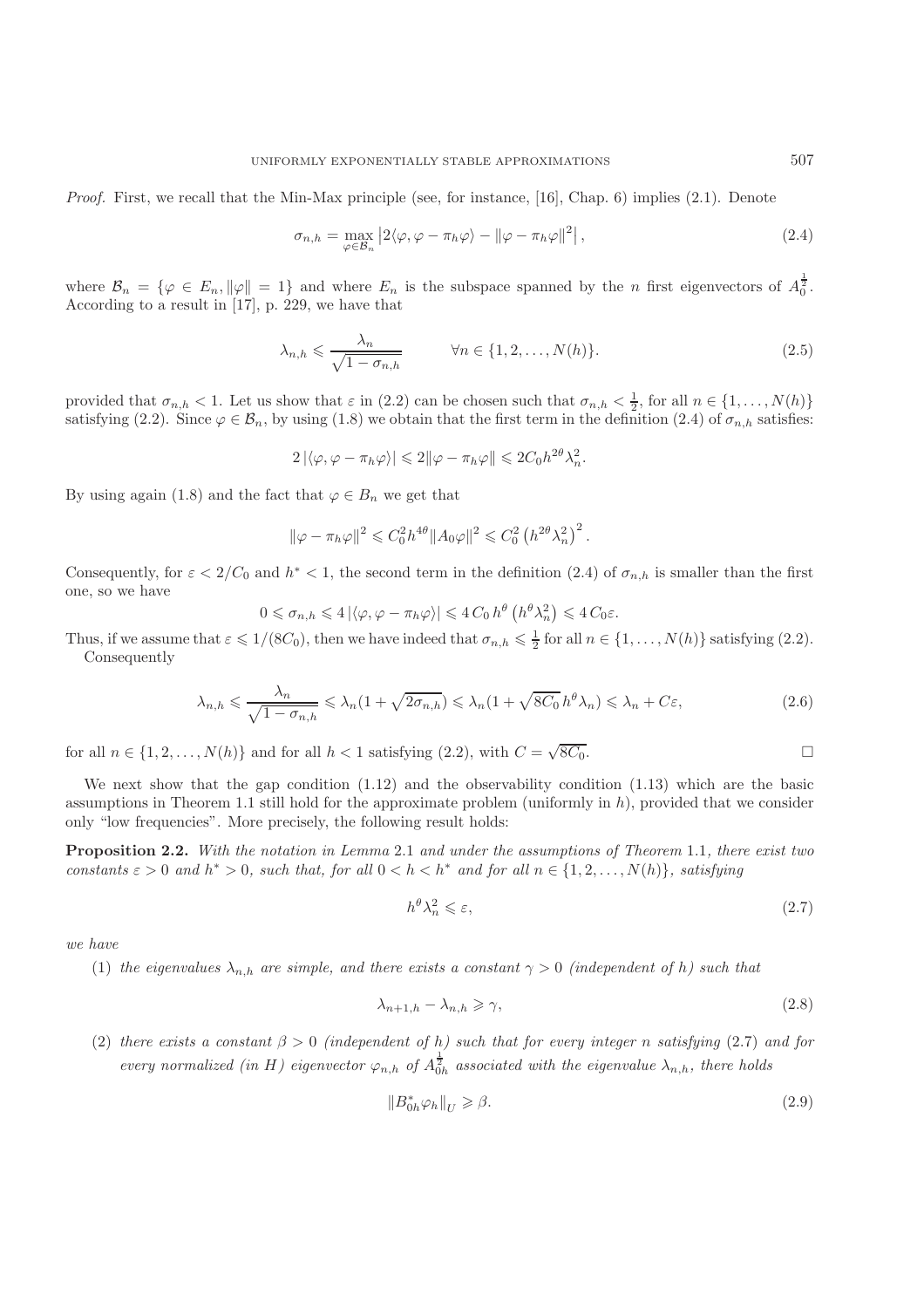*Proof.* First, we recall that the Min-Max principle (see, for instance, [16], Chap. 6) implies (2.1). Denote

$$\sigma_{n,h} = \max_{\varphi \in \mathcal{B}_n} \left| 2\langle \varphi, \varphi - \pi_h \varphi \rangle - \|\varphi - \pi_h \varphi\|^2 \right|, \tag{2.4}$$

where $\mathcal{B}_n = \{\varphi \in E_n, \|\varphi\| = 1\}$ and where $E_n$ is the subspace spanned by the $n$ first eigenvectors of $A_0^{\frac{1}{2}}$. According to a result in [17], p. 229, we have that

$$\lambda_{n,h} \leqslant \frac{\lambda_n}{\sqrt{1 - \sigma_{n,h}}} \qquad \forall n \in \{1, 2, \ldots, N(h)\}. \tag{2.5}$$

provided that $\sigma_{n,h} < 1$. Let us show that $\varepsilon$ in (2.2) can be chosen such that $\sigma_{n,h} < \frac{1}{2}$, for all $n \in \{1, \ldots, N(h)\}$ satisfying (2.2). Since $\varphi \in \mathcal{B}_n$, by using (1.8) we obtain that the first term in the definition (2.4) of $\sigma_{n,h}$ satisfies:

$$2 \left| \langle \varphi, \varphi - \pi_h \varphi \rangle \right| \leqslant 2 \|\varphi - \pi_h \varphi\| \leqslant 2C_0 h^{2\theta} \lambda_n^2.$$

By using again (1.8) and the fact that $\varphi \in B_n$ we get that

$$\|\varphi - \pi_h \varphi\|^2 \leqslant C_0^2 h^{4\theta} \|A_0 \varphi\|^2 \leqslant C_0^2 \left( h^{2\theta} \lambda_n^2 \right)^2.$$

Consequently, for $\varepsilon < 2/C_0$ and $h^* < 1$, the second term in the definition (2.4) of $\sigma_{n,h}$ is smaller than the first one, so we have

$$0 \leqslant \sigma_{n,h} \leqslant 4 \left| \langle \varphi, \varphi - \pi_h \varphi \rangle \right| \leqslant 4\, C_0\, h^\theta \left( h^\theta \lambda_n^2 \right) \leqslant 4\, C_0 \varepsilon.$$

Thus, if we assume that $\varepsilon \leqslant 1/(8C_0)$, then we have indeed that $\sigma_{n,h} \leqslant \frac{1}{2}$ for all $n \in \{1, \ldots, N(h)\}$ satisfying (2.2).

Consequently

$$\lambda_{n,h} \leqslant \frac{\lambda_n}{\sqrt{1 - \sigma_{n,h}}} \leqslant \lambda_n (1 + \sqrt{2\sigma_{n,h}}) \leqslant \lambda_n (1 + \sqrt{8C_0}\, h^\theta \lambda_n) \leqslant \lambda_n + C\varepsilon, \tag{2.6}$$

for all $n \in \{1, 2, \ldots, N(h)\}$ and for all $h < 1$ satisfying (2.2), with $C = \sqrt{8C_0}$. $\square$

We next show that the gap condition (1.12) and the observability condition (1.13) which are the basic assumptions in Theorem 1.1 still hold for the approximate problem (uniformly in $h$), provided that we consider only "low frequencies". More precisely, the following result holds:

**Proposition 2.2.** *With the notation in Lemma 2.1 and under the assumptions of Theorem 1.1, there exist two constants $\varepsilon > 0$ and $h^* > 0$, such that, for all $0 < h < h^*$ and for all $n \in \{1, 2, \ldots, N(h)\}$, satisfying*

$$h^\theta \lambda_n^2 \leqslant \varepsilon, \tag{2.7}$$

*we have*

(1) *the eigenvalues $\lambda_{n,h}$ are simple, and there exists a constant $\gamma > 0$ (independent of $h$) such that*

$$\lambda_{n+1,h} - \lambda_{n,h} \geqslant \gamma, \tag{2.8}$$

(2) *there exists a constant $\beta > 0$ (independent of $h$) such that for every integer $n$ satisfying (2.7) and for every normalized (in $H$) eigenvector $\varphi_{n,h}$ of $A_{0h}^{\frac{1}{2}}$ associated with the eigenvalue $\lambda_{n,h}$, there holds*

$$\|B_{0h}^* \varphi_h\|_U \geqslant \beta. \tag{2.9}$$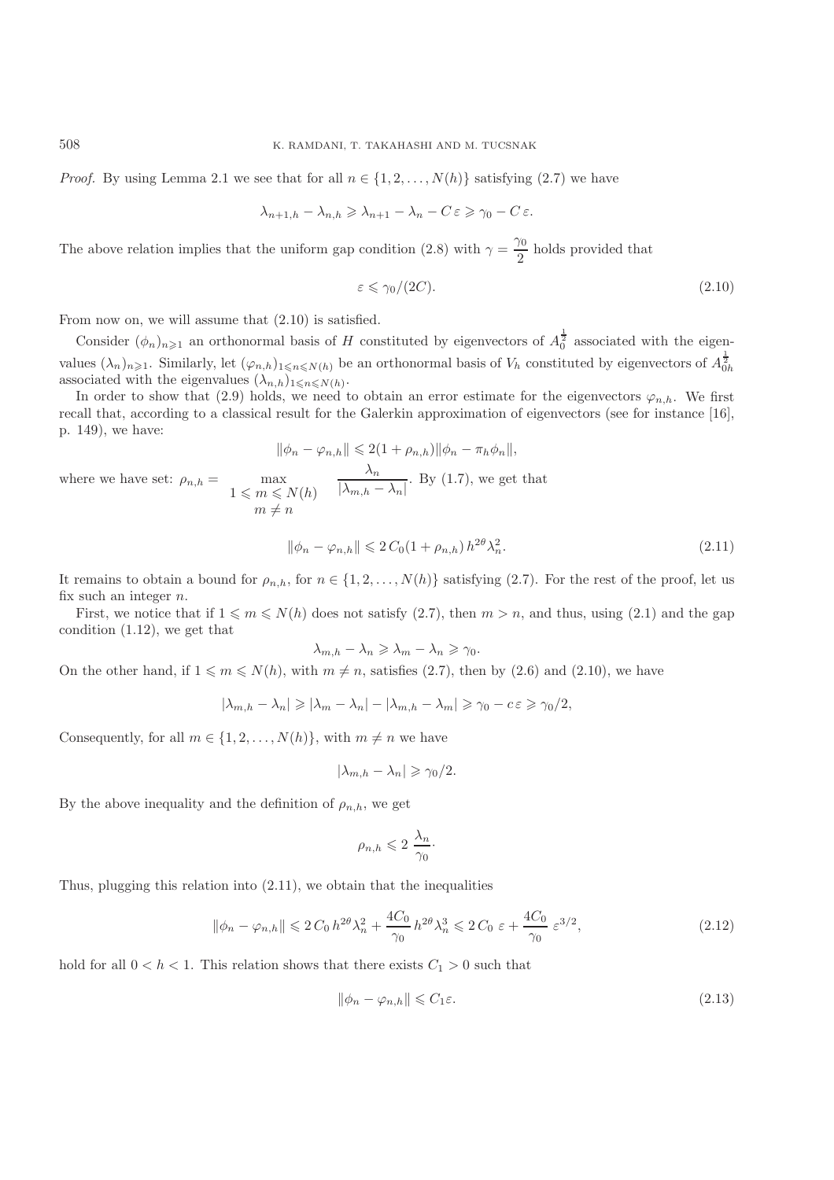*Proof.* By using Lemma 2.1 we see that for all $n \in \{1, 2, \ldots, N(h)\}$ satisfying (2.7) we have

$$\lambda_{n+1,h} - \lambda_{n,h} \geqslant \lambda_{n+1} - \lambda_n - C\,\varepsilon \geqslant \gamma_0 - C\,\varepsilon.$$

The above relation implies that the uniform gap condition (2.8) with $\gamma = \dfrac{\gamma_0}{2}$ holds provided that

$$\varepsilon \leqslant \gamma_0/(2C). \tag{2.10}$$

From now on, we will assume that (2.10) is satisfied.

Consider $(\phi_n)_{n\geqslant 1}$ an orthonormal basis of $H$ constituted by eigenvectors of $A_0^{\frac{1}{2}}$ associated with the eigenvalues $(\lambda_n)_{n\geqslant 1}$. Similarly, let $(\varphi_{n,h})_{1\leqslant n\leqslant N(h)}$ be an orthonormal basis of $V_h$ constituted by eigenvectors of $A_{0h}^{\frac{1}{2}}$ associated with the eigenvalues $(\lambda_{n,h})_{1\leqslant n\leqslant N(h)}$.

In order to show that (2.9) holds, we need to obtain an error estimate for the eigenvectors $\varphi_{n,h}$. We first recall that, according to a classical result for the Galerkin approximation of eigenvectors (see for instance [16], p. 149), we have:

$$\|\phi_n - \varphi_{n,h}\| \leqslant 2(1 + \rho_{n,h})\|\phi_n - \pi_h\phi_n\|,$$

where we have set: $\rho_{n,h} = \displaystyle\max_{\substack{1\leqslant m\leqslant N(h)\\ m\neq n}} \frac{\lambda_n}{|\lambda_{m,h} - \lambda_n|}$. By (1.7), we get that

$$\|\phi_n - \varphi_{n,h}\| \leqslant 2\,C_0(1 + \rho_{n,h})\,h^{2\theta}\lambda_n^2. \tag{2.11}$$

It remains to obtain a bound for $\rho_{n,h}$, for $n \in \{1, 2, \ldots, N(h)\}$ satisfying (2.7). For the rest of the proof, let us fix such an integer $n$.

First, we notice that if $1 \leqslant m \leqslant N(h)$ does not satisfy (2.7), then $m > n$, and thus, using (2.1) and the gap condition (1.12), we get that

$$\lambda_{m,h} - \lambda_n \geqslant \lambda_m - \lambda_n \geqslant \gamma_0.$$

On the other hand, if $1 \leqslant m \leqslant N(h)$, with $m \neq n$, satisfies (2.7), then by (2.6) and (2.10), we have

$$|\lambda_{m,h} - \lambda_n| \geqslant |\lambda_m - \lambda_n| - |\lambda_{m,h} - \lambda_m| \geqslant \gamma_0 - c\,\varepsilon \geqslant \gamma_0/2,$$

Consequently, for all $m \in \{1, 2, \ldots, N(h)\}$, with $m \neq n$ we have

$$|\lambda_{m,h} - \lambda_n| \geqslant \gamma_0/2.$$

By the above inequality and the definition of $\rho_{n,h}$, we get

$$\rho_{n,h} \leqslant 2\,\frac{\lambda_n}{\gamma_0}\cdot$$

Thus, plugging this relation into (2.11), we obtain that the inequalities

$$\|\phi_n - \varphi_{n,h}\| \leqslant 2\,C_0\,h^{2\theta}\lambda_n^2 + \frac{4C_0}{\gamma_0}\,h^{2\theta}\lambda_n^3 \leqslant 2\,C_0\;\varepsilon + \frac{4C_0}{\gamma_0}\;\varepsilon^{3/2}, \tag{2.12}$$

hold for all $0 < h < 1$. This relation shows that there exists $C_1 > 0$ such that

$$\|\phi_n - \varphi_{n,h}\| \leqslant C_1\varepsilon. \tag{2.13}$$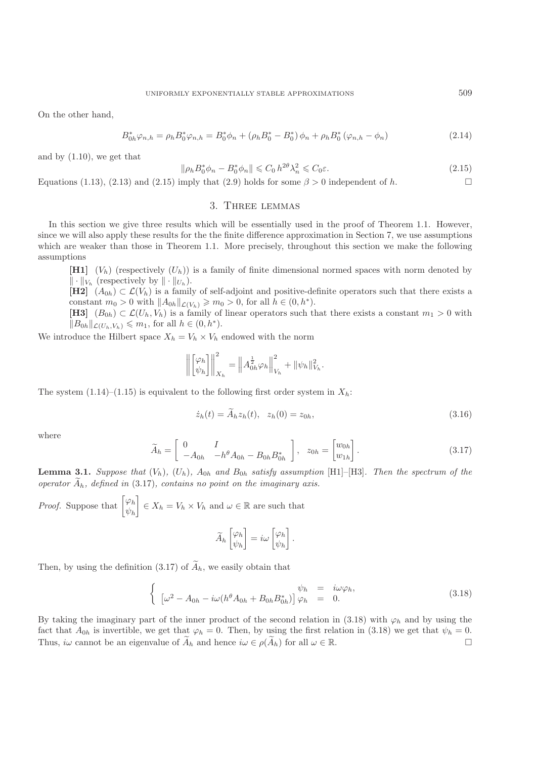On the other hand,

$$B_{0h}^* \varphi_{n,h} = \rho_h B_0^* \varphi_{n,h} = B_0^* \phi_n + (\rho_h B_0^* - B_0^*)\, \phi_n + \rho_h B_0^* \,(\varphi_{n,h} - \phi_n) \tag{2.14}$$

and by (1.10), we get that

$$\|\rho_h B_0^* \phi_n - B_0^* \phi_n\| \leqslant C_0\, h^{2\theta} \lambda_n^2 \leqslant C_0 \varepsilon. \tag{2.15}$$

Equations (1.13), (2.13) and (2.15) imply that (2.9) holds for some $\beta > 0$ independent of $h$. $\square$

## 3. Three lemmas

In this section we give three results which will be essentially used in the proof of Theorem 1.1. However, since we will also apply these results for the the finite difference approximation in Section 7, we use assumptions which are weaker than those in Theorem 1.1. More precisely, throughout this section we make the following assumptions

**[H1]** $(V_h)$ (respectively $(U_h)$) is a family of finite dimensional normed spaces with norm denoted by $\|\cdot\|_{V_h}$ (respectively by $\|\cdot\|_{U_h}$).

**[H2]** $(A_{0h}) \subset \mathcal{L}(V_h)$ is a family of self-adjoint and positive-definite operators such that there exists a constant $m_0 > 0$ with $\|A_{0h}\|_{\mathcal{L}(V_h)} \geqslant m_0 > 0$, for all $h \in (0, h^*)$.

**[H3]** $(B_{0h}) \subset \mathcal{L}(U_h, V_h)$ is a family of linear operators such that there exists a constant $m_1 > 0$ with $\|B_{0h}\|_{\mathcal{L}(U_h, V_h)} \leqslant m_1$, for all $h \in (0, h^*)$.

We introduce the Hilbert space $X_h = V_h \times V_h$ endowed with the norm

$$\left\| \begin{bmatrix} \varphi_h \\ \psi_h \end{bmatrix} \right\|_{X_h}^2 = \left\| A_{0h}^{\frac{1}{2}} \varphi_h \right\|_{V_h}^2 + \|\psi_h\|_{V_h}^2.$$

The system (1.14)–(1.15) is equivalent to the following first order system in $X_h$:

$$\dot{z}_h(t) = \widetilde{A}_h z_h(t), \quad z_h(0) = z_{0h}, \tag{3.16}$$

where

$$\widetilde{A}_h = \begin{bmatrix} 0 & I \\ -A_{0h} & -h^\theta A_{0h} - B_{0h} B_{0h}^* \end{bmatrix}, \quad z_{0h} = \begin{bmatrix} w_{0h} \\ w_{1h} \end{bmatrix}. \tag{3.17}$$

**Lemma 3.1.** *Suppose that $(V_h)$, $(U_h)$, $A_{0h}$ and $B_{0h}$ satisfy assumption* [H1]–[H3]*. Then the spectrum of the operator $\widetilde{A}_h$, defined in* (3.17)*, contains no point on the imaginary axis.*

*Proof.* Suppose that $\begin{bmatrix} \varphi_h \\ \psi_h \end{bmatrix} \in X_h = V_h \times V_h$ and $\omega \in \mathbb{R}$ are such that

$$\widetilde{A}_h \begin{bmatrix} \varphi_h \\ \psi_h \end{bmatrix} = i\omega \begin{bmatrix} \varphi_h \\ \psi_h \end{bmatrix}.$$

Then, by using the definition (3.17) of $\widetilde{A}_h$, we easily obtain that

$$\left\{ \begin{array}{rcl} \psi_h & = & i\omega \varphi_h, \\ \left[\omega^2 - A_{0h} - i\omega(h^\theta A_{0h} + B_{0h} B_{0h}^*)\right] \varphi_h & = & 0. \end{array} \right. \tag{3.18}$$

By taking the imaginary part of the inner product of the second relation in (3.18) with $\varphi_h$ and by using the fact that $A_{0h}$ is invertible, we get that $\varphi_h = 0$. Then, by using the first relation in (3.18) we get that $\psi_h = 0$. Thus, $i\omega$ cannot be an eigenvalue of $\widetilde{A}_h$ and hence $i\omega \in \rho(\widetilde{A}_h)$ for all $\omega \in \mathbb{R}$. $\square$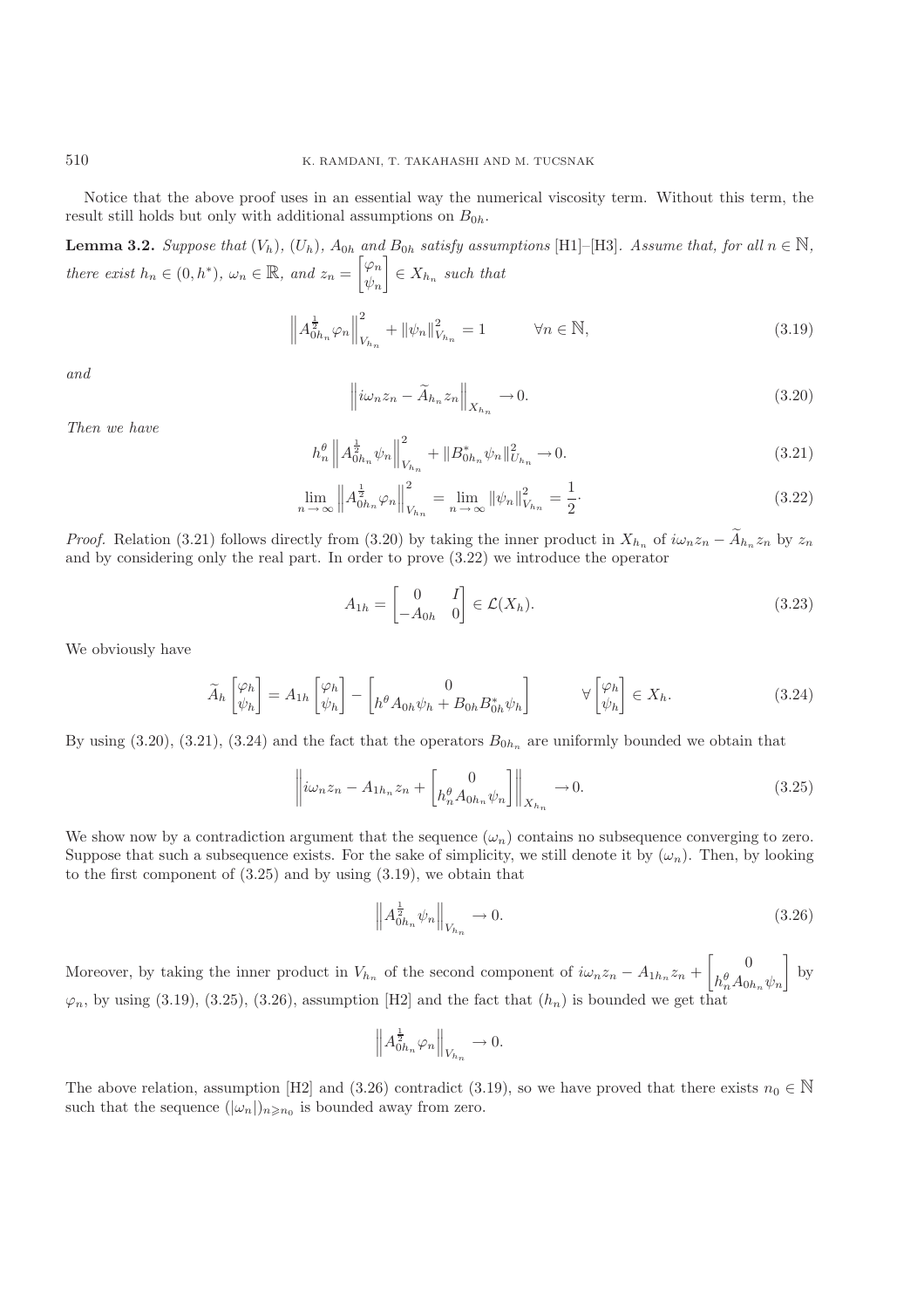Notice that the above proof uses in an essential way the numerical viscosity term. Without this term, the result still holds but only with additional assumptions on $B_{0h}$.

**Lemma 3.2.** *Suppose that $(V_h)$, $(U_h)$, $A_{0h}$ and $B_{0h}$ satisfy assumptions* [H1]–[H3]. *Assume that, for all $n \in \mathbb{N}$, there exist $h_n \in (0, h^*)$, $\omega_n \in \mathbb{R}$, and $z_n = \begin{bmatrix} \varphi_n \\ \psi_n \end{bmatrix} \in X_{h_n}$ such that*

$$\left\| A_{0h_n}^{\frac{1}{2}} \varphi_n \right\|_{V_{h_n}}^2 + \|\psi_n\|_{V_{h_n}}^2 = 1 \qquad \forall n \in \mathbb{N}, \tag{3.19}$$

*and*

$$\left\| i\omega_n z_n - \widetilde{A}_{h_n} z_n \right\|_{X_{h_n}} \to 0. \tag{3.20}$$

*Then we have*

$$h_n^\theta \left\| A_{0h_n}^{\frac{1}{2}} \psi_n \right\|_{V_{h_n}}^2 + \|B_{0h_n}^* \psi_n\|_{U_{h_n}}^2 \to 0. \tag{3.21}$$

$$\lim_{n \to \infty} \left\| A_{0h_n}^{\frac{1}{2}} \varphi_n \right\|_{V_{h_n}}^2 = \lim_{n \to \infty} \|\psi_n\|_{V_{h_n}}^2 = \frac{1}{2}. \tag{3.22}$$

*Proof.* Relation (3.21) follows directly from (3.20) by taking the inner product in $X_{h_n}$ of $i\omega_n z_n - \widetilde{A}_{h_n} z_n$ by $z_n$ and by considering only the real part. In order to prove (3.22) we introduce the operator

$$A_{1h} = \begin{bmatrix} 0 & I \\ -A_{0h} & 0 \end{bmatrix} \in \mathcal{L}(X_h). \tag{3.23}$$

We obviously have

$$\widetilde{A}_h \begin{bmatrix} \varphi_h \\ \psi_h \end{bmatrix} = A_{1h} \begin{bmatrix} \varphi_h \\ \psi_h \end{bmatrix} - \begin{bmatrix} 0 \\ h^\theta A_{0h} \psi_h + B_{0h} B_{0h}^* \psi_h \end{bmatrix} \qquad \forall \begin{bmatrix} \varphi_h \\ \psi_h \end{bmatrix} \in X_h. \tag{3.24}$$

By using (3.20), (3.21), (3.24) and the fact that the operators $B_{0h_n}$ are uniformly bounded we obtain that

$$\left\| i\omega_n z_n - A_{1h_n} z_n + \begin{bmatrix} 0 \\ h_n^\theta A_{0h_n} \psi_n \end{bmatrix} \right\|_{X_{h_n}} \to 0. \tag{3.25}$$

We show now by a contradiction argument that the sequence $(\omega_n)$ contains no subsequence converging to zero. Suppose that such a subsequence exists. For the sake of simplicity, we still denote it by $(\omega_n)$. Then, by looking to the first component of (3.25) and by using (3.19), we obtain that

$$\left\| A_{0h_n}^{\frac{1}{2}} \psi_n \right\|_{V_{h_n}} \to 0. \tag{3.26}$$

Moreover, by taking the inner product in $V_{h_n}$ of the second component of $i\omega_n z_n - A_{1h_n} z_n + \begin{bmatrix} 0 \\ h_n^\theta A_{0h_n} \psi_n \end{bmatrix}$ by $\varphi_n$, by using (3.19), (3.25), (3.26), assumption [H2] and the fact that $(h_n)$ is bounded we get that

$$\left\| A_{0h_n}^{\frac{1}{2}} \varphi_n \right\|_{V_{h_n}} \to 0.$$

The above relation, assumption [H2] and (3.26) contradict (3.19), so we have proved that there exists $n_0 \in \mathbb{N}$ such that the sequence $(|\omega_n|)_{n \geqslant n_0}$ is bounded away from zero.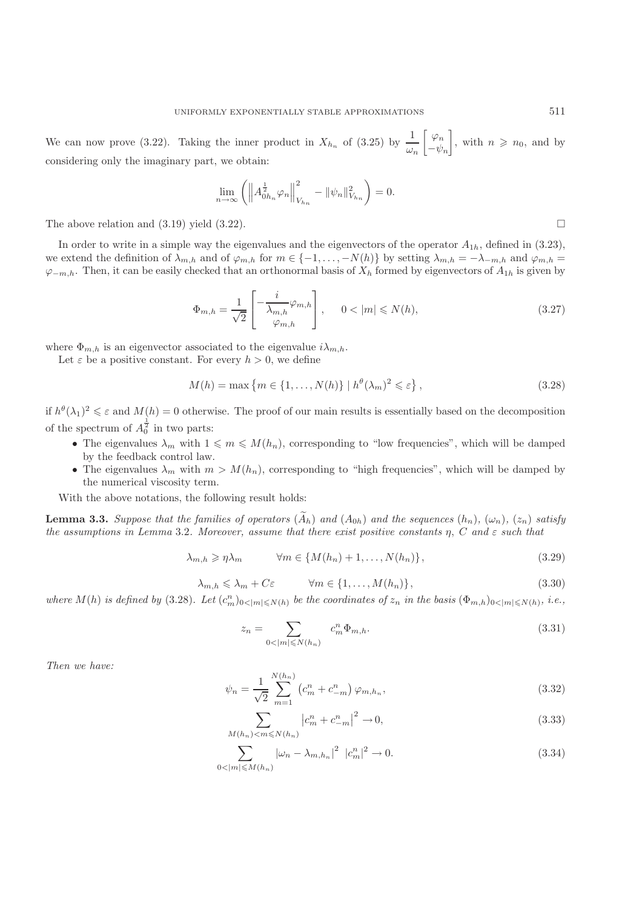We can now prove (3.22). Taking the inner product in $X_{h_n}$ of (3.25) by $\frac{1}{\omega_n}\begin{bmatrix}\varphi_n\\ -\psi_n\end{bmatrix}$, with $n \geqslant n_0$, and by considering only the imaginary part, we obtain:

$$\lim_{n\to\infty}\left(\left\|A_{0h_n}^{\frac{1}{2}}\varphi_n\right\|_{V_{h_n}}^2 - \|\psi_n\|_{V_{h_n}}^2\right) = 0.$$

The above relation and (3.19) yield (3.22). □

In order to write in a simple way the eigenvalues and the eigenvectors of the operator $A_{1h}$, defined in (3.23), we extend the definition of $\lambda_{m,h}$ and of $\varphi_{m,h}$ for $m \in \{-1,\ldots,-N(h)\}$ by setting $\lambda_{m,h} = -\lambda_{-m,h}$ and $\varphi_{m,h} = \varphi_{-m,h}$. Then, it can be easily checked that an orthonormal basis of $X_h$ formed by eigenvectors of $A_{1h}$ is given by

$$\Phi_{m,h} = \frac{1}{\sqrt{2}}\begin{bmatrix}-\frac{i}{\lambda_{m,h}}\varphi_{m,h}\\ \varphi_{m,h}\end{bmatrix}, \qquad 0 < |m| \leqslant N(h), \tag{3.27}$$

where $\Phi_{m,h}$ is an eigenvector associated to the eigenvalue $i\lambda_{m,h}$.

Let $\varepsilon$ be a positive constant. For every $h > 0$, we define

$$M(h) = \max\left\{m \in \{1,\ldots,N(h)\} \mid h^\theta(\lambda_m)^2 \leqslant \varepsilon\right\}, \tag{3.28}$$

if $h^\theta(\lambda_1)^2 \leqslant \varepsilon$ and $M(h) = 0$ otherwise. The proof of our main results is essentially based on the decomposition of the spectrum of $A_0^{\frac{1}{2}}$ in two parts:

- The eigenvalues $\lambda_m$ with $1 \leqslant m \leqslant M(h_n)$, corresponding to "low frequencies", which will be damped by the feedback control law.
- The eigenvalues $\lambda_m$ with $m > M(h_n)$, corresponding to "high frequencies", which will be damped by the numerical viscosity term.

With the above notations, the following result holds:

**Lemma 3.3.** *Suppose that the families of operators $(\widetilde{A}_h)$ and $(A_{0h})$ and the sequences $(h_n)$, $(\omega_n)$, $(z_n)$ satisfy the assumptions in Lemma 3.2. Moreover, assume that there exist positive constants $\eta$, $C$ and $\varepsilon$ such that*

$$\lambda_{m,h} \geqslant \eta\lambda_m \qquad \forall m \in \{M(h_n)+1,\ldots,N(h_n)\}, \tag{3.29}$$

$$\lambda_{m,h} \leqslant \lambda_m + C\varepsilon \qquad \forall m \in \{1,\ldots,M(h_n)\}, \tag{3.30}$$

*where $M(h)$ is defined by (3.28). Let $(c_m^n)_{0<|m|\leqslant N(h)}$ be the coordinates of $z_n$ in the basis $(\Phi_{m,h})_{0<|m|\leqslant N(h)}$, i.e.,*

$$z_n = \sum_{0<|m|\leqslant N(h_n)} c_m^n \Phi_{m,h}. \tag{3.31}$$

*Then we have:*

$$\psi_n = \frac{1}{\sqrt{2}}\sum_{m=1}^{N(h_n)}\left(c_m^n + c_{-m}^n\right)\varphi_{m,h_n}, \tag{3.32}$$

$$\sum_{M(h_n)<m\leqslant N(h_n)}\left|c_m^n + c_{-m}^n\right|^2 \to 0, \tag{3.33}$$

$$\sum_{0<|m|\leqslant M(h_n)}\left|\omega_n - \lambda_{m,h_n}\right|^2\ |c_m^n|^2 \to 0. \tag{3.34}$$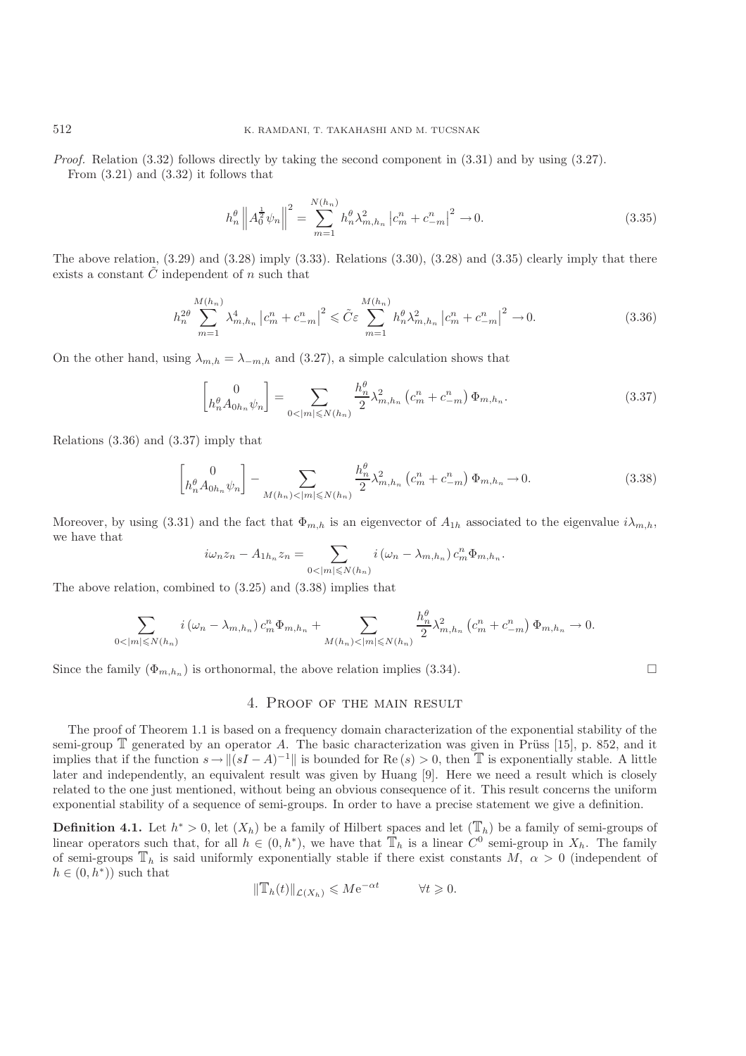*Proof.* Relation (3.32) follows directly by taking the second component in (3.31) and by using (3.27).

From (3.21) and (3.32) it follows that

$$h_n^\theta \left\| A_0^{\frac{1}{2}} \psi_n \right\|^2 = \sum_{m=1}^{N(h_n)} h_n^\theta \lambda_{m,h_n}^2 \left| c_m^n + c_{-m}^n \right|^2 \to 0. \tag{3.35}$$

The above relation, (3.29) and (3.28) imply (3.33). Relations (3.30), (3.28) and (3.35) clearly imply that there exists a constant $\tilde{C}$ independent of $n$ such that

$$h_n^{2\theta} \sum_{m=1}^{M(h_n)} \lambda_{m,h_n}^4 \left| c_m^n + c_{-m}^n \right|^2 \leqslant \tilde{C}\varepsilon \sum_{m=1}^{M(h_n)} h_n^\theta \lambda_{m,h_n}^2 \left| c_m^n + c_{-m}^n \right|^2 \to 0. \tag{3.36}$$

On the other hand, using $\lambda_{m,h} = \lambda_{-m,h}$ and (3.27), a simple calculation shows that

$$\begin{bmatrix} 0 \\ h_n^\theta A_{0h_n} \psi_n \end{bmatrix} = \sum_{0<|m|\leqslant N(h_n)} \frac{h_n^\theta}{2} \lambda_{m,h_n}^2 \left( c_m^n + c_{-m}^n \right) \Phi_{m,h_n}. \tag{3.37}$$

Relations (3.36) and (3.37) imply that

$$\begin{bmatrix} 0 \\ h_n^\theta A_{0h_n} \psi_n \end{bmatrix} - \sum_{M(h_n)<|m|\leqslant N(h_n)} \frac{h_n^\theta}{2} \lambda_{m,h_n}^2 \left( c_m^n + c_{-m}^n \right) \Phi_{m,h_n} \to 0. \tag{3.38}$$

Moreover, by using (3.31) and the fact that $\Phi_{m,h}$ is an eigenvector of $A_{1h}$ associated to the eigenvalue $i\lambda_{m,h}$, we have that

$$i\omega_n z_n - A_{1h_n} z_n = \sum_{0<|m|\leqslant N(h_n)} i\left(\omega_n - \lambda_{m,h_n}\right) c_m^n \Phi_{m,h_n}.$$

The above relation, combined to (3.25) and (3.38) implies that

$$\sum_{0<|m|\leqslant N(h_n)} i\left(\omega_n - \lambda_{m,h_n}\right) c_m^n \Phi_{m,h_n} + \sum_{M(h_n)<|m|\leqslant N(h_n)} \frac{h_n^\theta}{2} \lambda_{m,h_n}^2 \left( c_m^n + c_{-m}^n \right) \Phi_{m,h_n} \to 0.$$

Since the family $(\Phi_{m,h_n})$ is orthonormal, the above relation implies (3.34). $\square$

## 4. Proof of the main result

The proof of Theorem 1.1 is based on a frequency domain characterization of the exponential stability of the semi-group $\mathbb{T}$ generated by an operator $A$. The basic characterization was given in Prüss [15], p. 852, and it implies that if the function $s \to \|(sI - A)^{-1}\|$ is bounded for $\mathrm{Re}\,(s) > 0$, then $\mathbb{T}$ is exponentially stable. A little later and independently, an equivalent result was given by Huang [9]. Here we need a result which is closely related to the one just mentioned, without being an obvious consequence of it. This result concerns the uniform exponential stability of a sequence of semi-groups. In order to have a precise statement we give a definition.

**Definition 4.1.** Let $h^* > 0$, let $(X_h)$ be a family of Hilbert spaces and let $(\mathbb{T}_h)$ be a family of semi-groups of linear operators such that, for all $h \in (0, h^*)$, we have that $\mathbb{T}_h$ is a linear $C^0$ semi-group in $X_h$. The family of semi-groups $\mathbb{T}_h$ is said uniformly exponentially stable if there exist constants $M$, $\alpha > 0$ (independent of $h \in (0, h^*)$) such that

$$\|\mathbb{T}_h(t)\|_{\mathcal{L}(X_h)} \leqslant M\mathrm{e}^{-\alpha t} \qquad \forall t \geqslant 0.$$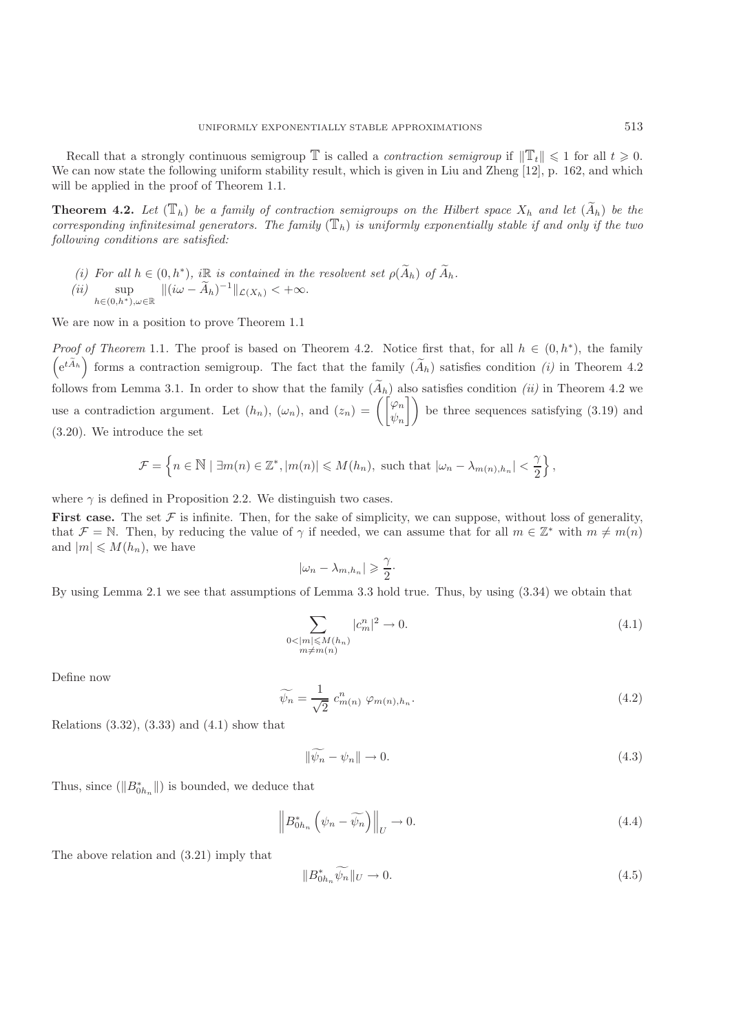Recall that a strongly continuous semigroup $\mathbb{T}$ is called a *contraction semigroup* if $\|\mathbb{T}_t\| \leqslant 1$ for all $t \geqslant 0$. We can now state the following uniform stability result, which is given in Liu and Zheng [12], p. 162, and which will be applied in the proof of Theorem 1.1.

**Theorem 4.2.** *Let $(\mathbb{T}_h)$ be a family of contraction semigroups on the Hilbert space $X_h$ and let $(\widetilde{A}_h)$ be the corresponding infinitesimal generators. The family $(\mathbb{T}_h)$ is uniformly exponentially stable if and only if the two following conditions are satisfied:*

*(i) For all $h \in (0, h^*)$, $i\mathbb{R}$ is contained in the resolvent set $\rho(\widetilde{A}_h)$ of $\widetilde{A}_h$.*
*(ii)* $\sup\limits_{h\in(0,h^*),\omega\in\mathbb{R}} \|(i\omega - \widetilde{A}_h)^{-1}\|_{\mathcal{L}(X_h)} < +\infty.$

We are now in a position to prove Theorem 1.1

*Proof of Theorem* 1.1. The proof is based on Theorem 4.2. Notice first that, for all $h \in (0, h^*)$, the family $\left(e^{t\widetilde{A}_h}\right)$ forms a contraction semigroup. The fact that the family $(\widetilde{A}_h)$ satisfies condition *(i)* in Theorem 4.2 follows from Lemma 3.1. In order to show that the family $(\widetilde{A}_h)$ also satisfies condition *(ii)* in Theorem 4.2 we use a contradiction argument. Let $(h_n)$, $(\omega_n)$, and $(z_n) = \left(\begin{bmatrix}\varphi_n \\ \psi_n\end{bmatrix}\right)$ be three sequences satisfying (3.19) and (3.20). We introduce the set

$$\mathcal{F} = \left\{ n \in \mathbb{N} \mid \exists m(n) \in \mathbb{Z}^*, |m(n)| \leqslant M(h_n), \text{ such that } |\omega_n - \lambda_{m(n),h_n}| < \frac{\gamma}{2} \right\},$$

where $\gamma$ is defined in Proposition 2.2. We distinguish two cases.

**First case.** The set $\mathcal{F}$ is infinite. Then, for the sake of simplicity, we can suppose, without loss of generality, that $\mathcal{F} = \mathbb{N}$. Then, by reducing the value of $\gamma$ if needed, we can assume that for all $m \in \mathbb{Z}^*$ with $m \neq m(n)$ and $|m| \leqslant M(h_n)$, we have

$$|\omega_n - \lambda_{m,h_n}| \geqslant \frac{\gamma}{2}.$$

By using Lemma 2.1 we see that assumptions of Lemma 3.3 hold true. Thus, by using (3.34) we obtain that

$$\sum_{\substack{0<|m|\leqslant M(h_n) \\ m\neq m(n)}} |c_m^n|^2 \to 0. \tag{4.1}$$

Define now

$$\widetilde{\psi_n} = \frac{1}{\sqrt{2}}\, c_{m(n)}^n\, \varphi_{m(n),h_n}. \tag{4.2}$$

Relations (3.32), (3.33) and (4.1) show that

$$\|\widetilde{\psi_n} - \psi_n\| \to 0. \tag{4.3}$$

Thus, since $(\|B_{0h_n}^*\|)$ is bounded, we deduce that

$$\left\| B_{0h_n}^* \left(\psi_n - \widetilde{\psi_n}\right)\right\|_U \to 0. \tag{4.4}$$

The above relation and (3.21) imply that

$$\|B_{0h_n}^* \widetilde{\psi_n}\|_U \to 0. \tag{4.5}$$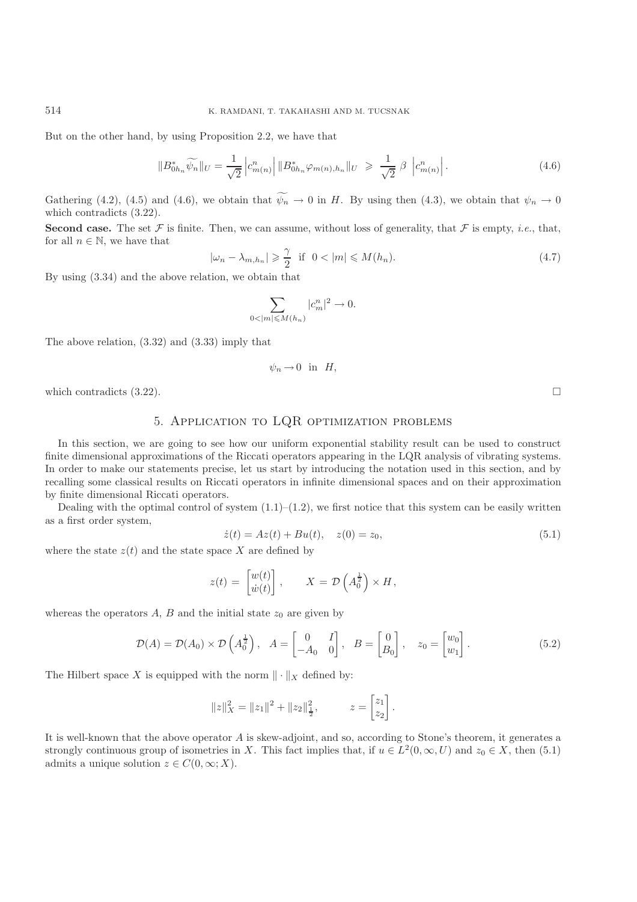But on the other hand, by using Proposition 2.2, we have that

$$\|B^*_{0h_n}\widetilde{\psi_n}\|_U = \frac{1}{\sqrt{2}}\left|c^n_{m(n)}\right| \|B^*_{0h_n}\varphi_{m(n),h_n}\|_U \;\geqslant\; \frac{1}{\sqrt{2}}\,\beta\,\left|c^n_{m(n)}\right|. \tag{4.6}$$

Gathering (4.2), (4.5) and (4.6), we obtain that $\widetilde{\psi_n} \to 0$ in $H$. By using then (4.3), we obtain that $\psi_n \to 0$ which contradicts (3.22).

**Second case.** The set $\mathcal{F}$ is finite. Then, we can assume, without loss of generality, that $\mathcal{F}$ is empty, *i.e.*, that, for all $n \in \mathbb{N}$, we have that

$$|\omega_n - \lambda_{m,h_n}| \geqslant \frac{\gamma}{2} \;\text{ if }\; 0 < |m| \leqslant M(h_n). \tag{4.7}$$

By using (3.34) and the above relation, we obtain that

$$\sum_{0<|m|\leqslant M(h_n)} |c^n_m|^2 \to 0.$$

The above relation, (3.32) and (3.33) imply that

$$\psi_n \to 0 \;\text{ in }\; H,$$

which contradicts (3.22). □

## 5. Application to LQR optimization problems

In this section, we are going to see how our uniform exponential stability result can be used to construct finite dimensional approximations of the Riccati operators appearing in the LQR analysis of vibrating systems. In order to make our statements precise, let us start by introducing the notation used in this section, and by recalling some classical results on Riccati operators in infinite dimensional spaces and on their approximation by finite dimensional Riccati operators.

Dealing with the optimal control of system (1.1)–(1.2), we first notice that this system can be easily written as a first order system,

$$\dot{z}(t) = Az(t) + Bu(t), \quad z(0) = z_0, \tag{5.1}$$

where the state $z(t)$ and the state space $X$ are defined by

$$z(t) = \begin{bmatrix} w(t) \\ \dot{w}(t) \end{bmatrix}, \qquad X = \mathcal{D}\left(A_0^{\frac{1}{2}}\right) \times H,$$

whereas the operators $A$, $B$ and the initial state $z_0$ are given by

$$\mathcal{D}(A) = \mathcal{D}(A_0) \times \mathcal{D}\left(A_0^{\frac{1}{2}}\right), \quad A = \begin{bmatrix} 0 & I \\ -A_0 & 0 \end{bmatrix}, \quad B = \begin{bmatrix} 0 \\ B_0 \end{bmatrix}, \quad z_0 = \begin{bmatrix} w_0 \\ w_1 \end{bmatrix}. \tag{5.2}$$

The Hilbert space $X$ is equipped with the norm $\|\cdot\|_X$ defined by:

$$\|z\|_X^2 = \|z_1\|^2 + \|z_2\|^2_{\frac{1}{2}}, \qquad z = \begin{bmatrix} z_1 \\ z_2 \end{bmatrix}.$$

It is well-known that the above operator $A$ is skew-adjoint, and so, according to Stone's theorem, it generates a strongly continuous group of isometries in $X$. This fact implies that, if $u \in L^2(0,\infty,U)$ and $z_0 \in X$, then (5.1) admits a unique solution $z \in C(0,\infty;X)$.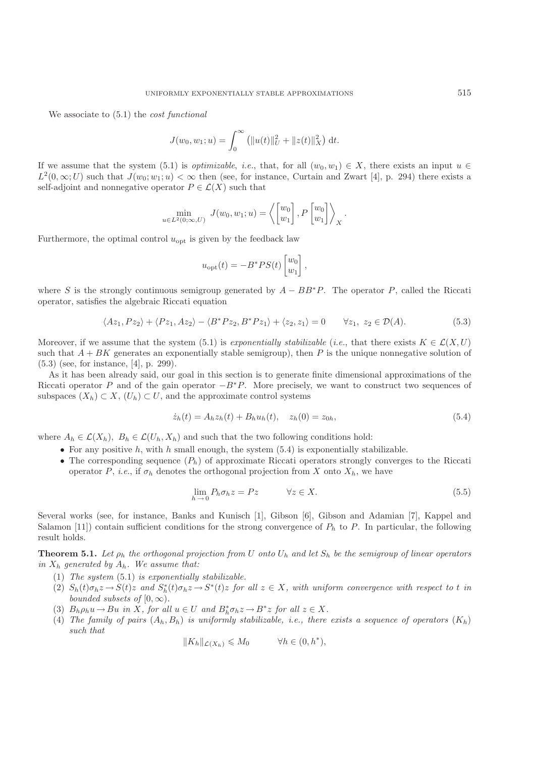We associate to (5.1) the *cost functional*

$$J(w_0, w_1; u) = \int_0^\infty \left( \|u(t)\|_U^2 + \|z(t)\|_X^2 \right) \, \mathrm{d}t.$$

If we assume that the system (5.1) is *optimizable*, *i.e.*, that, for all $(w_0, w_1) \in X$, there exists an input $u \in L^2(0, \infty; U)$ such that $J(w_0; w_1; u) < \infty$ then (see, for instance, Curtain and Zwart [4], p. 294) there exists a self-adjoint and nonnegative operator $P \in \mathcal{L}(X)$ such that

$$\min_{u \in L^2(0;\infty, U)} J(w_0, w_1; u) = \left\langle \begin{bmatrix} w_0 \\ w_1 \end{bmatrix}, P \begin{bmatrix} w_0 \\ w_1 \end{bmatrix} \right\rangle_X .$$

Furthermore, the optimal control $u_{\text{opt}}$ is given by the feedback law

$$u_{\text{opt}}(t) = -B^* P S(t) \begin{bmatrix} w_0 \\ w_1 \end{bmatrix},$$

where $S$ is the strongly continuous semigroup generated by $A - BB^*P$. The operator $P$, called the Riccati operator, satisfies the algebraic Riccati equation

$$\langle Az_1, Pz_2 \rangle + \langle Pz_1, Az_2 \rangle - \langle B^* P z_2, B^* P z_1 \rangle + \langle z_2, z_1 \rangle = 0 \qquad \forall z_1,\ z_2 \in \mathcal{D}(A). \tag{5.3}$$

Moreover, if we assume that the system (5.1) is *exponentially stabilizable* (*i.e.*, that there exists $K \in \mathcal{L}(X, U)$ such that $A + BK$ generates an exponentially stable semigroup), then $P$ is the unique nonnegative solution of (5.3) (see, for instance, [4], p. 299).

As it has been already said, our goal in this section is to generate finite dimensional approximations of the Riccati operator $P$ and of the gain operator $-B^*P$. More precisely, we want to construct two sequences of subspaces $(X_h) \subset X$, $(U_h) \subset U$, and the approximate control systems

$$\dot{z}_h(t) = A_h z_h(t) + B_h u_h(t), \quad z_h(0) = z_{0h}, \tag{5.4}$$

where $A_h \in \mathcal{L}(X_h)$, $B_h \in \mathcal{L}(U_h, X_h)$ and such that the two following conditions hold:

- For any positive $h$, with $h$ small enough, the system (5.4) is exponentially stabilizable.
- The corresponding sequence $(P_h)$ of approximate Riccati operators strongly converges to the Riccati operator $P$, *i.e.*, if $\sigma_h$ denotes the orthogonal projection from $X$ onto $X_h$, we have

$$\lim_{h \to 0} P_h \sigma_h z = Pz \qquad \forall z \in X. \tag{5.5}$$

Several works (see, for instance, Banks and Kunisch [1], Gibson [6], Gibson and Adamian [7], Kappel and Salamon [11]) contain sufficient conditions for the strong convergence of $P_h$ to $P$. In particular, the following result holds.

**Theorem 5.1.** *Let $\rho_h$ the orthogonal projection from $U$ onto $U_h$ and let $S_h$ be the semigroup of linear operators in $X_h$ generated by $A_h$. We assume that:*

1. *The system* (5.1) *is exponentially stabilizable.*
2. $S_h(t)\sigma_h z \to S(t)z$ *and* $S_h^*(t)\sigma_h z \to S^*(t)z$ *for all* $z \in X$, *with uniform convergence with respect to* $t$ *in bounded subsets of* $[0, \infty)$.
3. $B_h \rho_h u \to Bu$ *in* $X$, *for all* $u \in U$ *and* $B_h^* \sigma_h z \to B^* z$ *for all* $z \in X$.
4. *The family of pairs* $(A_h, B_h)$ *is uniformly stabilizable, i.e., there exists a sequence of operators* $(K_h)$ *such that*

$$\|K_h\|_{\mathcal{L}(X_h)} \leqslant M_0 \qquad \forall h \in (0, h^*),$$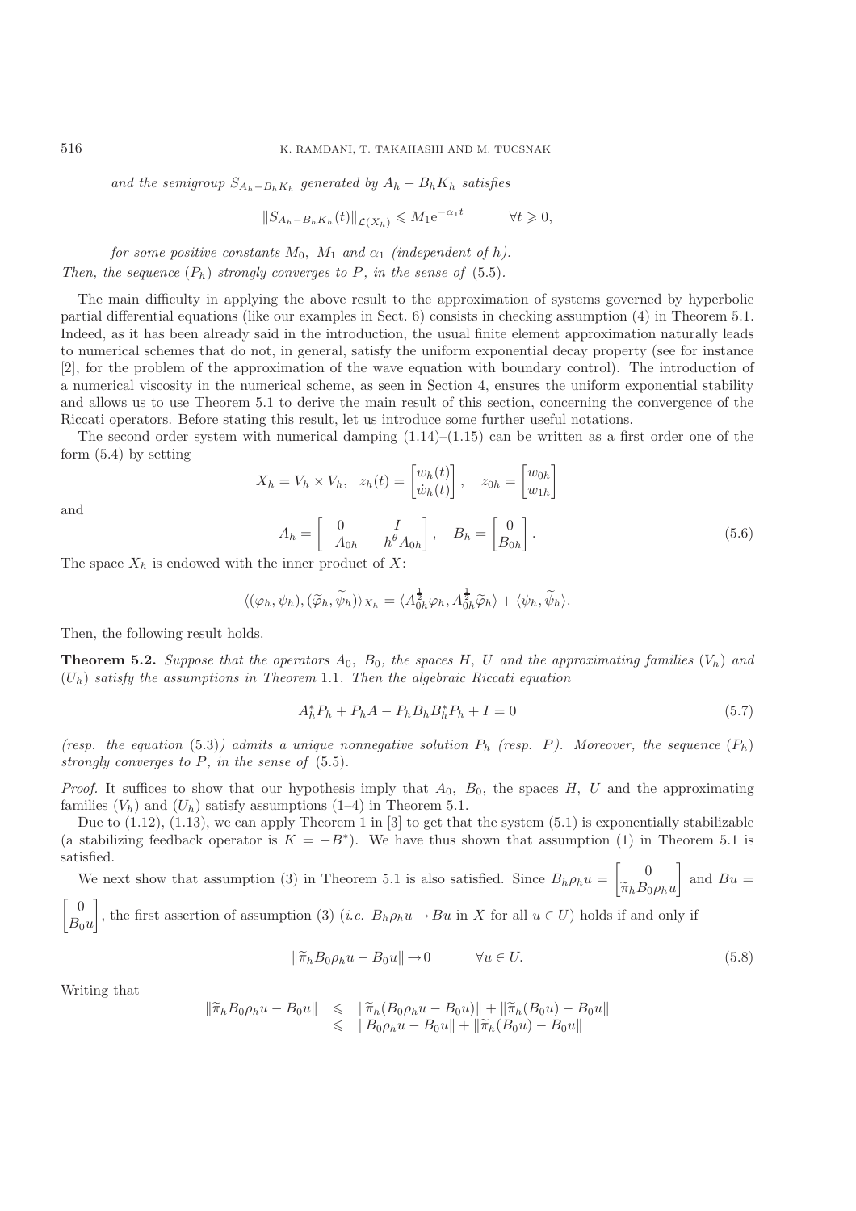*and the semigroup $S_{A_h - B_h K_h}$ generated by $A_h - B_h K_h$ satisfies*

$$\|S_{A_h - B_h K_h}(t)\|_{\mathcal{L}(X_h)} \leqslant M_1 \mathrm{e}^{-\alpha_1 t} \qquad \forall t \geqslant 0,$$

*for some positive constants $M_0$, $M_1$ and $\alpha_1$ (independent of $h$).*
*Then, the sequence $(P_h)$ strongly converges to $P$, in the sense of* (5.5).

The main difficulty in applying the above result to the approximation of systems governed by hyperbolic partial differential equations (like our examples in Sect. 6) consists in checking assumption (4) in Theorem 5.1. Indeed, as it has been already said in the introduction, the usual finite element approximation naturally leads to numerical schemes that do not, in general, satisfy the uniform exponential decay property (see for instance [2], for the problem of the approximation of the wave equation with boundary control). The introduction of a numerical viscosity in the numerical scheme, as seen in Section 4, ensures the uniform exponential stability and allows us to use Theorem 5.1 to derive the main result of this section, concerning the convergence of the Riccati operators. Before stating this result, let us introduce some further useful notations.

The second order system with numerical damping (1.14)–(1.15) can be written as a first order one of the form (5.4) by setting

$$X_h = V_h \times V_h, \quad z_h(t) = \begin{bmatrix} w_h(t) \\ \dot{w}_h(t) \end{bmatrix}, \quad z_{0h} = \begin{bmatrix} w_{0h} \\ w_{1h} \end{bmatrix}$$

and

$$A_h = \begin{bmatrix} 0 & I \\ -A_{0h} & -h^\theta A_{0h} \end{bmatrix}, \quad B_h = \begin{bmatrix} 0 \\ B_{0h} \end{bmatrix}. \tag{5.6}$$

The space $X_h$ is endowed with the inner product of $X$:

$$\langle (\varphi_h, \psi_h), (\widetilde{\varphi}_h, \widetilde{\psi}_h) \rangle_{X_h} = \langle A_{0h}^{\frac{1}{2}} \varphi_h, A_{0h}^{\frac{1}{2}} \widetilde{\varphi}_h \rangle + \langle \psi_h, \widetilde{\psi}_h \rangle.$$

Then, the following result holds.

**Theorem 5.2.** *Suppose that the operators $A_0$, $B_0$, the spaces $H$, $U$ and the approximating families $(V_h)$ and $(U_h)$ satisfy the assumptions in Theorem* 1.1. *Then the algebraic Riccati equation*

$$A_h^* P_h + P_h A - P_h B_h B_h^* P_h + I = 0 \tag{5.7}$$

*(resp. the equation* (5.3)*) admits a unique nonnegative solution $P_h$ (resp. $P$). Moreover, the sequence $(P_h)$ strongly converges to $P$, in the sense of* (5.5).

*Proof.* It suffices to show that our hypothesis imply that $A_0$, $B_0$, the spaces $H$, $U$ and the approximating families $(V_h)$ and $(U_h)$ satisfy assumptions (1–4) in Theorem 5.1.

Due to (1.12), (1.13), we can apply Theorem 1 in [3] to get that the system (5.1) is exponentially stabilizable (a stabilizing feedback operator is $K = -B^*$). We have thus shown that assumption (1) in Theorem 5.1 is satisfied.

We next show that assumption (3) in Theorem 5.1 is also satisfied. Since $B_h \rho_h u = \begin{bmatrix} 0 \\ \widetilde{\pi}_h B_0 \rho_h u \end{bmatrix}$ and $Bu = \begin{bmatrix} 0 \\ B_0 u \end{bmatrix}$, the first assertion of assumption (3) (*i.e.* $B_h \rho_h u \to Bu$ in $X$ for all $u \in U$) holds if and only if

$$\|\widetilde{\pi}_h B_0 \rho_h u - B_0 u\| \to 0 \qquad \forall u \in U. \tag{5.8}$$

Writing that

$$\begin{aligned} \|\widetilde{\pi}_h B_0 \rho_h u - B_0 u\| &\leqslant \|\widetilde{\pi}_h (B_0 \rho_h u - B_0 u)\| + \|\widetilde{\pi}_h (B_0 u) - B_0 u\| \\ &\leqslant \|B_0 \rho_h u - B_0 u\| + \|\widetilde{\pi}_h (B_0 u) - B_0 u\| \end{aligned}$$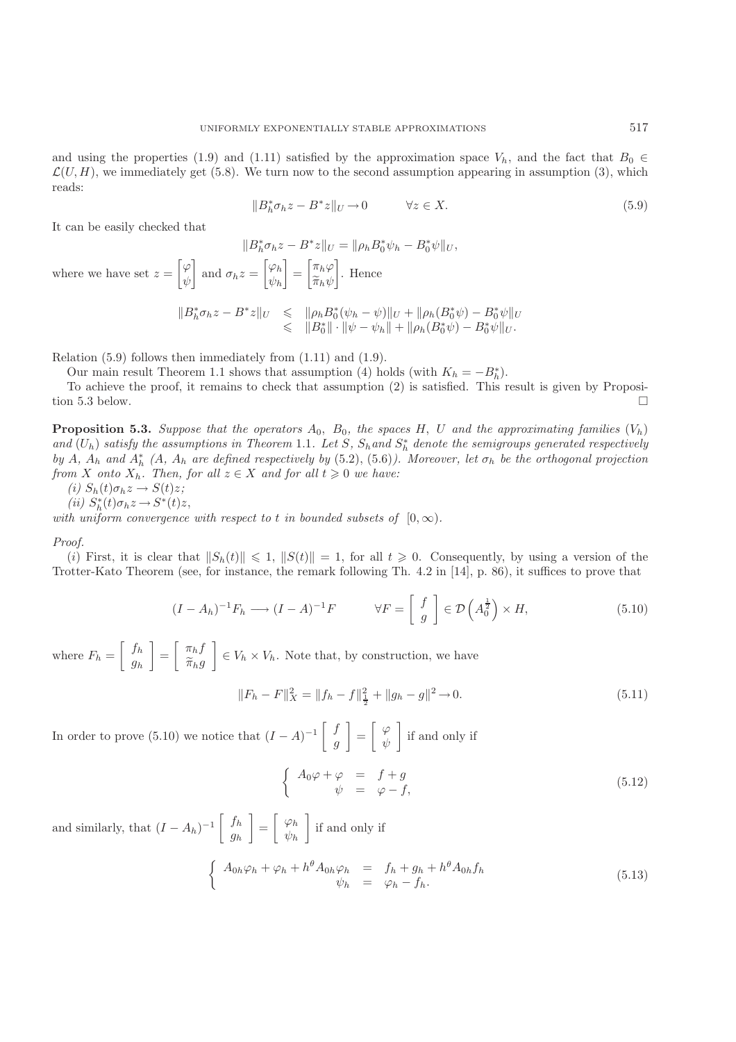and using the properties (1.9) and (1.11) satisfied by the approximation space $V_h$, and the fact that $B_0 \in \mathcal{L}(U, H)$, we immediately get (5.8). We turn now to the second assumption appearing in assumption (3), which reads:

$$\|B_h^* \sigma_h z - B^* z\|_U \to 0 \qquad \forall z \in X. \tag{5.9}$$

It can be easily checked that

$$\|B_h^* \sigma_h z - B^* z\|_U = \|\rho_h B_0^* \psi_h - B_0^* \psi\|_U,$$

where we have set $z = \begin{bmatrix} \varphi \\ \psi \end{bmatrix}$ and $\sigma_h z = \begin{bmatrix} \varphi_h \\ \psi_h \end{bmatrix} = \begin{bmatrix} \pi_h \varphi \\ \widetilde{\pi}_h \psi \end{bmatrix}$. Hence

$$\begin{array}{rcl} \|B_h^* \sigma_h z - B^* z\|_U & \leqslant & \|\rho_h B_0^* (\psi_h - \psi)\|_U + \|\rho_h (B_0^* \psi) - B_0^* \psi\|_U \\ & \leqslant & \|B_0^*\| \cdot \|\psi - \psi_h\| + \|\rho_h (B_0^* \psi) - B_0^* \psi\|_U. \end{array}$$

Relation (5.9) follows then immediately from (1.11) and (1.9).

Our main result Theorem 1.1 shows that assumption (4) holds (with $K_h = -B_h^*$).

To achieve the proof, it remains to check that assumption (2) is satisfied. This result is given by Proposition 5.3 below. □

**Proposition 5.3.** *Suppose that the operators $A_0$, $B_0$, the spaces $H$, $U$ and the approximating families $(V_h)$ and $(U_h)$ satisfy the assumptions in Theorem 1.1. Let $S$, $S_h$ and $S_h^*$ denote the semigroups generated respectively by $A$, $A_h$ and $A_h^*$ ($A$, $A_h$ are defined respectively by (5.2), (5.6)). Moreover, let $\sigma_h$ be the orthogonal projection from $X$ onto $X_h$. Then, for all $z \in X$ and for all $t \geqslant 0$ we have:*

*(i) $S_h(t)\sigma_h z \to S(t)z$;*

*(ii) $S_h^*(t)\sigma_h z \to S^*(t)z$,*

*with uniform convergence with respect to $t$ in bounded subsets of $[0, \infty)$.*

*Proof.*

(*i*) First, it is clear that $\|S_h(t)\| \leqslant 1$, $\|S(t)\| = 1$, for all $t \geqslant 0$. Consequently, by using a version of the Trotter-Kato Theorem (see, for instance, the remark following Th. 4.2 in [14], p. 86), it suffices to prove that

$$(I - A_h)^{-1} F_h \longrightarrow (I - A)^{-1} F \qquad \forall F = \begin{bmatrix} f \\ g \end{bmatrix} \in \mathcal{D}\left(A_0^{\frac{1}{2}}\right) \times H, \tag{5.10}$$

where $F_h = \begin{bmatrix} f_h \\ g_h \end{bmatrix} = \begin{bmatrix} \pi_h f \\ \widetilde{\pi}_h g \end{bmatrix} \in V_h \times V_h$. Note that, by construction, we have

$$\|F_h - F\|_X^2 = \|f_h - f\|_{\frac{1}{2}}^2 + \|g_h - g\|^2 \to 0. \tag{5.11}$$

In order to prove (5.10) we notice that $(I - A)^{-1} \begin{bmatrix} f \\ g \end{bmatrix} = \begin{bmatrix} \varphi \\ \psi \end{bmatrix}$ if and only if

$$\left\{ \begin{array}{rcl} A_0 \varphi + \varphi & = & f + g \\ \psi & = & \varphi - f, \end{array} \right. \tag{5.12}$$

and similarly, that $(I - A_h)^{-1} \begin{bmatrix} f_h \\ g_h \end{bmatrix} = \begin{bmatrix} \varphi_h \\ \psi_h \end{bmatrix}$ if and only if

$$\left\{ \begin{array}{rcl} A_{0h} \varphi_h + \varphi_h + h^\theta A_{0h} \varphi_h & = & f_h + g_h + h^\theta A_{0h} f_h \\ \psi_h & = & \varphi_h - f_h. \end{array} \right. \tag{5.13}$$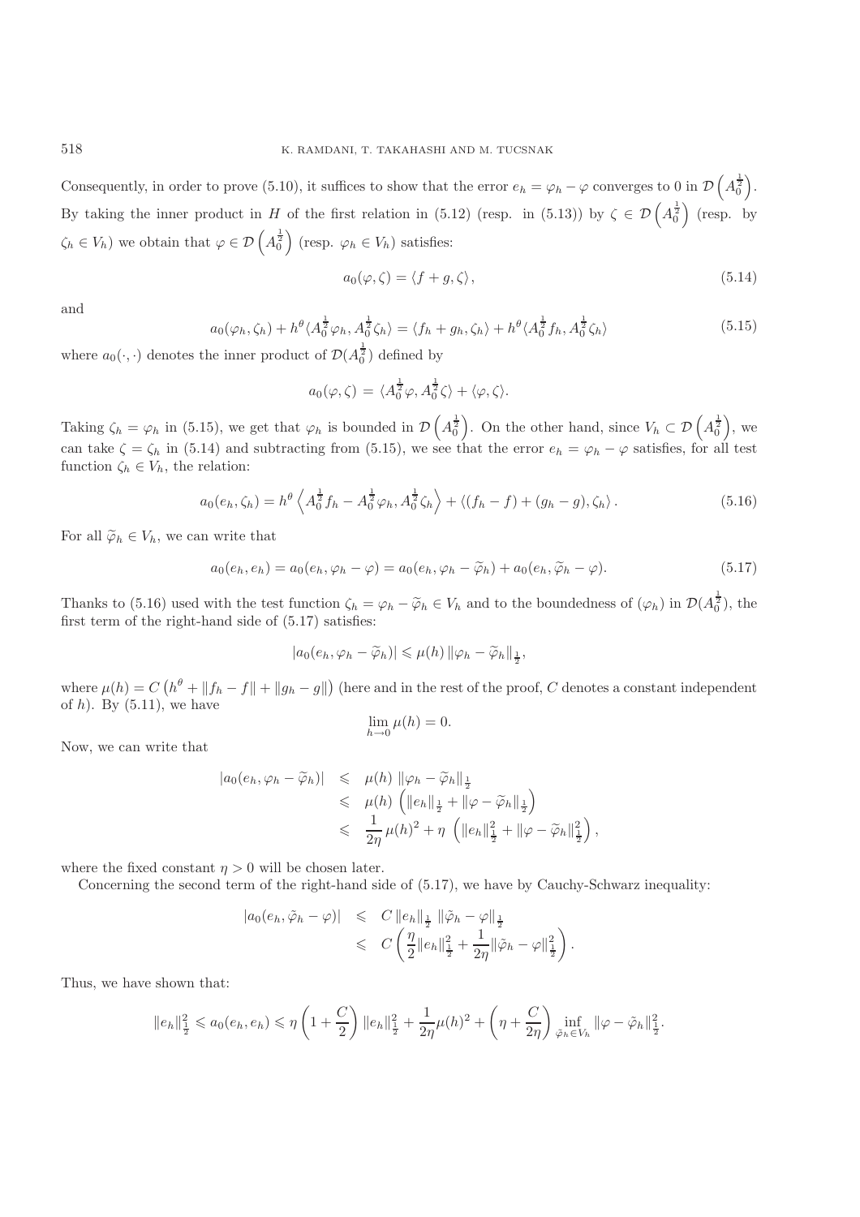Consequently, in order to prove (5.10), it suffices to show that the error $e_h = \varphi_h - \varphi$ converges to 0 in $\mathcal{D}\left(A_0^{\frac{1}{2}}\right)$. By taking the inner product in $H$ of the first relation in (5.12) (resp. in (5.13)) by $\zeta \in \mathcal{D}\left(A_0^{\frac{1}{2}}\right)$ (resp. by $\zeta_h \in V_h$) we obtain that $\varphi \in \mathcal{D}\left(A_0^{\frac{1}{2}}\right)$ (resp. $\varphi_h \in V_h$) satisfies:

$$a_0(\varphi, \zeta) = \langle f + g, \zeta \rangle, \tag{5.14}$$

and

$$a_0(\varphi_h, \zeta_h) + h^\theta \langle A_0^{\frac{1}{2}} \varphi_h, A_0^{\frac{1}{2}} \zeta_h \rangle = \langle f_h + g_h, \zeta_h \rangle + h^\theta \langle A_0^{\frac{1}{2}} f_h, A_0^{\frac{1}{2}} \zeta_h \rangle \tag{5.15}$$

where $a_0(\cdot, \cdot)$ denotes the inner product of $\mathcal{D}(A_0^{\frac{1}{2}})$ defined by

$$a_0(\varphi, \zeta) = \langle A_0^{\frac{1}{2}} \varphi, A_0^{\frac{1}{2}} \zeta \rangle + \langle \varphi, \zeta \rangle.$$

Taking $\zeta_h = \varphi_h$ in (5.15), we get that $\varphi_h$ is bounded in $\mathcal{D}\left(A_0^{\frac{1}{2}}\right)$. On the other hand, since $V_h \subset \mathcal{D}\left(A_0^{\frac{1}{2}}\right)$, we can take $\zeta = \zeta_h$ in (5.14) and subtracting from (5.15), we see that the error $e_h = \varphi_h - \varphi$ satisfies, for all test function $\zeta_h \in V_h$, the relation:

$$a_0(e_h, \zeta_h) = h^\theta \left\langle A_0^{\frac{1}{2}} f_h - A_0^{\frac{1}{2}} \varphi_h, A_0^{\frac{1}{2}} \zeta_h \right\rangle + \langle (f_h - f) + (g_h - g), \zeta_h \rangle. \tag{5.16}$$

For all $\widetilde{\varphi}_h \in V_h$, we can write that

$$a_0(e_h, e_h) = a_0(e_h, \varphi_h - \varphi) = a_0(e_h, \varphi_h - \widetilde{\varphi}_h) + a_0(e_h, \widetilde{\varphi}_h - \varphi). \tag{5.17}$$

Thanks to (5.16) used with the test function $\zeta_h = \varphi_h - \widetilde{\varphi}_h \in V_h$ and to the boundedness of $(\varphi_h)$ in $\mathcal{D}(A_0^{\frac{1}{2}})$, the first term of the right-hand side of (5.17) satisfies:

$$|a_0(e_h, \varphi_h - \widetilde{\varphi}_h)| \leqslant \mu(h) \, \|\varphi_h - \widetilde{\varphi}_h\|_{\frac{1}{2}},$$

where $\mu(h) = C\left(h^\theta + \|f_h - f\| + \|g_h - g\|\right)$ (here and in the rest of the proof, $C$ denotes a constant independent of $h$). By (5.11), we have

$$\lim_{h \to 0} \mu(h) = 0.$$

Now, we can write that

$$\begin{aligned}
|a_0(e_h, \varphi_h - \widetilde{\varphi}_h)| &\leqslant \mu(h) \, \|\varphi_h - \widetilde{\varphi}_h\|_{\frac{1}{2}} \\
&\leqslant \mu(h) \left( \|e_h\|_{\frac{1}{2}} + \|\varphi - \widetilde{\varphi}_h\|_{\frac{1}{2}} \right) \\
&\leqslant \frac{1}{2\eta} \mu(h)^2 + \eta \left( \|e_h\|^2_{\frac{1}{2}} + \|\varphi - \widetilde{\varphi}_h\|^2_{\frac{1}{2}} \right),
\end{aligned}$$

where the fixed constant $\eta > 0$ will be chosen later.

Concerning the second term of the right-hand side of (5.17), we have by Cauchy-Schwarz inequality:

$$\begin{aligned}
|a_0(e_h, \tilde{\varphi}_h - \varphi)| &\leqslant C \, \|e_h\|_{\frac{1}{2}} \, \|\tilde{\varphi}_h - \varphi\|_{\frac{1}{2}} \\
&\leqslant C \left( \frac{\eta}{2} \|e_h\|^2_{\frac{1}{2}} + \frac{1}{2\eta} \|\tilde{\varphi}_h - \varphi\|^2_{\frac{1}{2}} \right).
\end{aligned}$$

Thus, we have shown that:

$$\|e_h\|^2_{\frac{1}{2}} \leqslant a_0(e_h, e_h) \leqslant \eta \left(1 + \frac{C}{2}\right) \|e_h\|^2_{\frac{1}{2}} + \frac{1}{2\eta} \mu(h)^2 + \left(\eta + \frac{C}{2\eta}\right) \inf_{\tilde{\varphi}_h \in V_h} \|\varphi - \tilde{\varphi}_h\|^2_{\frac{1}{2}}.$$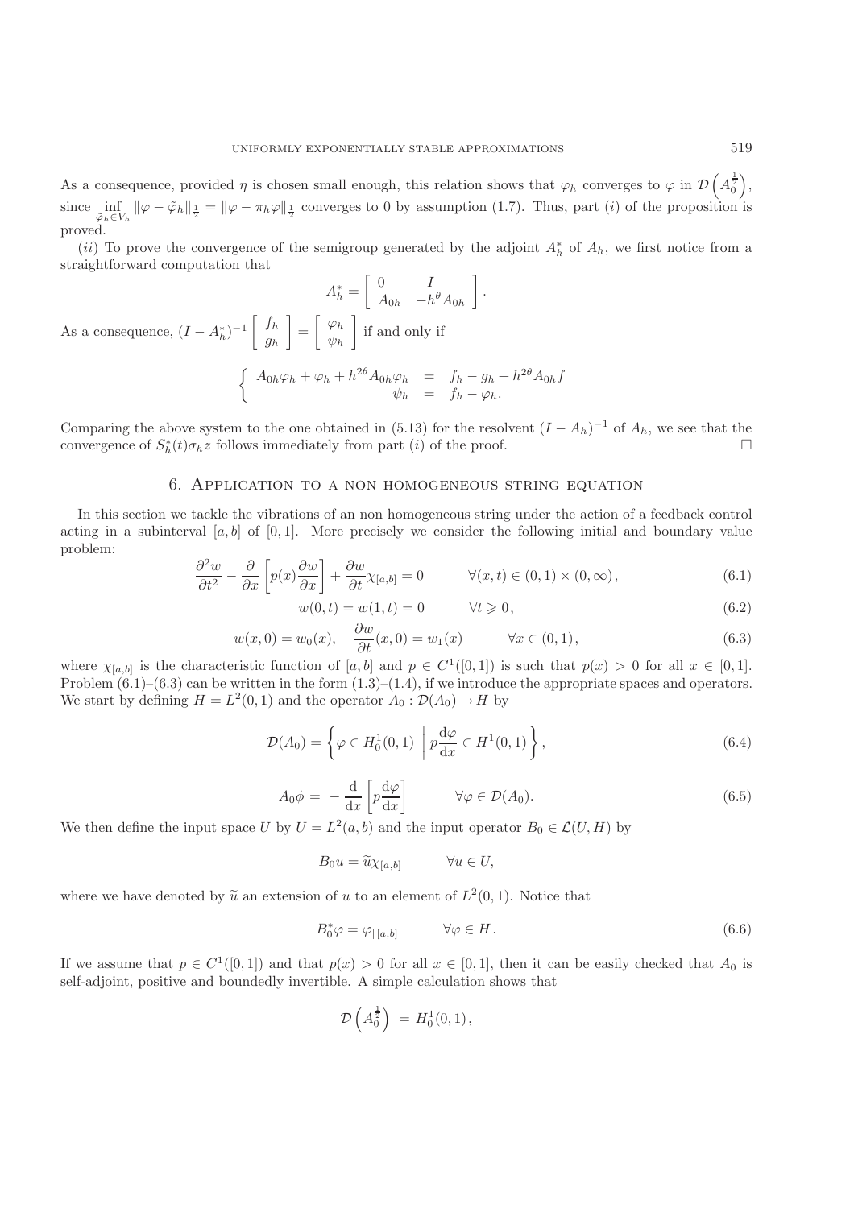As a consequence, provided $\eta$ is chosen small enough, this relation shows that $\varphi_h$ converges to $\varphi$ in $\mathcal{D}\left(A_0^{\frac{1}{2}}\right)$, since $\inf\limits_{\tilde{\varphi}_h \in V_h} \|\varphi - \tilde{\varphi}_h\|_{\frac{1}{2}} = \|\varphi - \pi_h \varphi\|_{\frac{1}{2}}$ converges to 0 by assumption (1.7). Thus, part $(i)$ of the proposition is proved.

$(ii)$ To prove the convergence of the semigroup generated by the adjoint $A_h^*$ of $A_h$, we first notice from a straightforward computation that

$$A_h^* = \begin{bmatrix} 0 & -I \\ A_{0h} & -h^\theta A_{0h} \end{bmatrix}.$$

As a consequence, $(I - A_h^*)^{-1} \begin{bmatrix} f_h \\ g_h \end{bmatrix} = \begin{bmatrix} \varphi_h \\ \psi_h \end{bmatrix}$ if and only if

$$\begin{cases} A_{0h}\varphi_h + \varphi_h + h^{2\theta} A_{0h}\varphi_h &= f_h - g_h + h^{2\theta} A_{0h} f \\ \psi_h &= f_h - \varphi_h. \end{cases}$$

Comparing the above system to the one obtained in (5.13) for the resolvent $(I - A_h)^{-1}$ of $A_h$, we see that the convergence of $S_h^*(t)\sigma_h z$ follows immediately from part $(i)$ of the proof. $\square$

## 6. Application to a non homogeneous string equation

In this section we tackle the vibrations of an non homogeneous string under the action of a feedback control acting in a subinterval $[a, b]$ of $[0, 1]$. More precisely we consider the following initial and boundary value problem:

$$\frac{\partial^2 w}{\partial t^2} - \frac{\partial}{\partial x}\left[p(x)\frac{\partial w}{\partial x}\right] + \frac{\partial w}{\partial t}\chi_{[a,b]} = 0 \qquad \forall (x,t) \in (0,1) \times (0,\infty), \tag{6.1}$$

$$w(0,t) = w(1,t) = 0 \qquad \forall t \geqslant 0, \tag{6.2}$$

$$w(x,0) = w_0(x), \quad \frac{\partial w}{\partial t}(x,0) = w_1(x) \qquad \forall x \in (0,1), \tag{6.3}$$

where $\chi_{[a,b]}$ is the characteristic function of $[a, b]$ and $p \in C^1([0, 1])$ is such that $p(x) > 0$ for all $x \in [0, 1]$. Problem (6.1)–(6.3) can be written in the form (1.3)–(1.4), if we introduce the appropriate spaces and operators. We start by defining $H = L^2(0, 1)$ and the operator $A_0 : \mathcal{D}(A_0) \to H$ by

$$\mathcal{D}(A_0) = \left\{ \varphi \in H_0^1(0,1) \;\middle|\; p\frac{\mathrm{d}\varphi}{\mathrm{d}x} \in H^1(0,1) \right\}, \tag{6.4}$$

$$A_0\phi = -\frac{\mathrm{d}}{\mathrm{d}x}\left[p\frac{\mathrm{d}\varphi}{\mathrm{d}x}\right] \qquad \forall \varphi \in \mathcal{D}(A_0). \tag{6.5}$$

We then define the input space $U$ by $U = L^2(a, b)$ and the input operator $B_0 \in \mathcal{L}(U, H)$ by

$$B_0 u = \widetilde{u}\chi_{[a,b]} \qquad \forall u \in U,$$

where we have denoted by $\widetilde{u}$ an extension of $u$ to an element of $L^2(0, 1)$. Notice that

$$B_0^*\varphi = \varphi_{|\,[a,b]} \qquad \forall \varphi \in H. \tag{6.6}$$

If we assume that $p \in C^1([0, 1])$ and that $p(x) > 0$ for all $x \in [0, 1]$, then it can be easily checked that $A_0$ is self-adjoint, positive and boundedly invertible. A simple calculation shows that

$$\mathcal{D}\left(A_0^{\frac{1}{2}}\right) = H_0^1(0,1),$$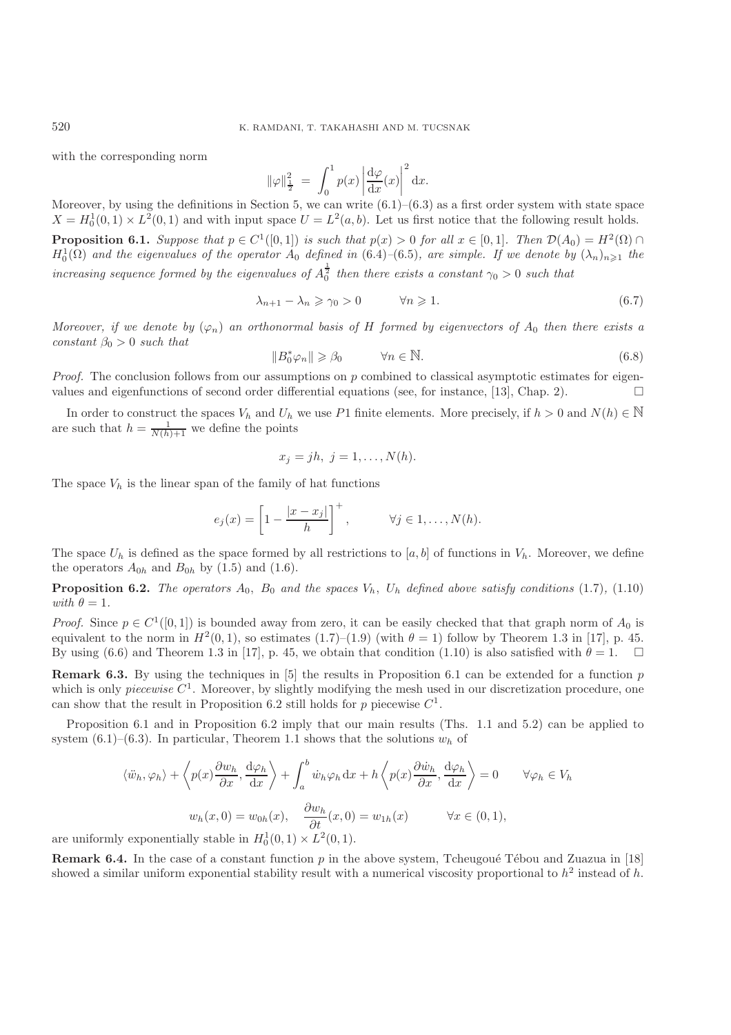with the corresponding norm

$$\|\varphi\|_{\frac{1}{2}}^2 = \int_0^1 p(x) \left| \frac{\mathrm{d}\varphi}{\mathrm{d}x}(x) \right|^2 \mathrm{d}x.$$

Moreover, by using the definitions in Section 5, we can write (6.1)–(6.3) as a first order system with state space $X = H_0^1(0,1) \times L^2(0,1)$ and with input space $U = L^2(a,b)$. Let us first notice that the following result holds.

**Proposition 6.1.** *Suppose that $p \in C^1([0,1])$ is such that $p(x) > 0$ for all $x \in [0,1]$. Then $\mathcal{D}(A_0) = H^2(\Omega) \cap H_0^1(\Omega)$ and the eigenvalues of the operator $A_0$ defined in (6.4)–(6.5), are simple. If we denote by $(\lambda_n)_{n \geqslant 1}$ the increasing sequence formed by the eigenvalues of $A_0^{\frac{1}{2}}$ then there exists a constant $\gamma_0 > 0$ such that*

$$\lambda_{n+1} - \lambda_n \geqslant \gamma_0 > 0 \qquad \forall n \geqslant 1. \tag{6.7}$$

*Moreover, if we denote by $(\varphi_n)$ an orthonormal basis of $H$ formed by eigenvectors of $A_0$ then there exists a constant $\beta_0 > 0$ such that*

$$\|B_0^* \varphi_n\| \geqslant \beta_0 \qquad \forall n \in \mathbb{N}. \tag{6.8}$$

*Proof.* The conclusion follows from our assumptions on $p$ combined to classical asymptotic estimates for eigenvalues and eigenfunctions of second order differential equations (see, for instance, [13], Chap. 2). $\square$

In order to construct the spaces $V_h$ and $U_h$ we use $P1$ finite elements. More precisely, if $h > 0$ and $N(h) \in \mathbb{N}$ are such that $h = \frac{1}{N(h)+1}$ we define the points

$$x_j = jh, \; j = 1, \ldots, N(h).$$

The space $V_h$ is the linear span of the family of hat functions

$$e_j(x) = \left[ 1 - \frac{|x - x_j|}{h} \right]^+, \qquad \forall j \in 1, \ldots, N(h).$$

The space $U_h$ is defined as the space formed by all restrictions to $[a,b]$ of functions in $V_h$. Moreover, we define the operators $A_{0h}$ and $B_{0h}$ by (1.5) and (1.6).

**Proposition 6.2.** *The operators $A_0$, $B_0$ and the spaces $V_h$, $U_h$ defined above satisfy conditions* (1.7)*,* (1.10) *with $\theta = 1$.*

*Proof.* Since $p \in C^1([0,1])$ is bounded away from zero, it can be easily checked that that graph norm of $A_0$ is equivalent to the norm in $H^2(0,1)$, so estimates (1.7)–(1.9) (with $\theta = 1$) follow by Theorem 1.3 in [17], p. 45. By using (6.6) and Theorem 1.3 in [17], p. 45, we obtain that condition (1.10) is also satisfied with $\theta = 1$. $\square$

**Remark 6.3.** By using the techniques in [5] the results in Proposition 6.1 can be extended for a function $p$ which is only *piecewise* $C^1$. Moreover, by slightly modifying the mesh used in our discretization procedure, one can show that the result in Proposition 6.2 still holds for $p$ piecewise $C^1$.

Proposition 6.1 and in Proposition 6.2 imply that our main results (Ths. 1.1 and 5.2) can be applied to system (6.1)–(6.3). In particular, Theorem 1.1 shows that the solutions $w_h$ of

$$\langle \ddot{w}_h, \varphi_h \rangle + \left\langle p(x) \frac{\partial w_h}{\partial x}, \frac{\mathrm{d}\varphi_h}{\mathrm{d}x} \right\rangle + \int_a^b \dot{w}_h \varphi_h \, \mathrm{d}x + h \left\langle p(x) \frac{\partial \dot{w}_h}{\partial x}, \frac{\mathrm{d}\varphi_h}{\mathrm{d}x} \right\rangle = 0 \qquad \forall \varphi_h \in V_h$$

$$w_h(x,0) = w_{0h}(x), \quad \frac{\partial w_h}{\partial t}(x,0) = w_{1h}(x) \qquad \forall x \in (0,1),$$

are uniformly exponentially stable in $H_0^1(0,1) \times L^2(0,1)$.

**Remark 6.4.** In the case of a constant function $p$ in the above system, Tcheugoué Tébou and Zuazua in [18] showed a similar uniform exponential stability result with a numerical viscosity proportional to $h^2$ instead of $h$.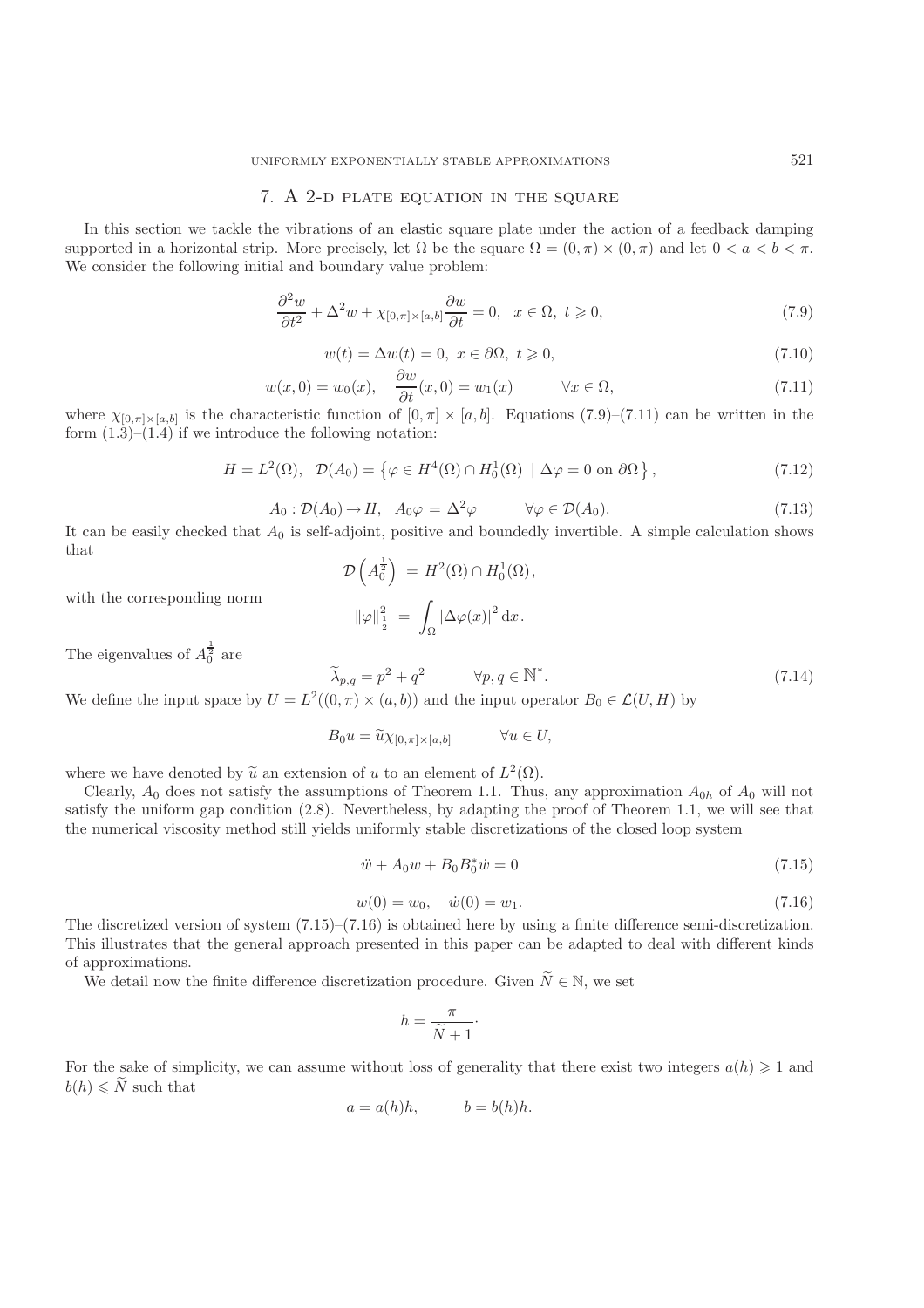## 7. A 2-d plate equation in the square

In this section we tackle the vibrations of an elastic square plate under the action of a feedback damping supported in a horizontal strip. More precisely, let $\Omega$ be the square $\Omega = (0,\pi)\times(0,\pi)$ and let $0 < a < b < \pi$. We consider the following initial and boundary value problem:

$$\frac{\partial^2 w}{\partial t^2} + \Delta^2 w + \chi_{[0,\pi]\times[a,b]}\frac{\partial w}{\partial t} = 0, \quad x\in\Omega,\ t\geqslant 0, \tag{7.9}$$

$$w(t) = \Delta w(t) = 0,\ x\in\partial\Omega,\ t\geqslant 0, \tag{7.10}$$

$$w(x,0) = w_0(x), \quad \frac{\partial w}{\partial t}(x,0) = w_1(x) \qquad \forall x\in\Omega, \tag{7.11}$$

where $\chi_{[0,\pi]\times[a,b]}$ is the characteristic function of $[0,\pi]\times[a,b]$. Equations (7.9)–(7.11) can be written in the form (1.3)–(1.4) if we introduce the following notation:

$$H = L^2(\Omega), \quad \mathcal{D}(A_0) = \left\{\varphi\in H^4(\Omega)\cap H_0^1(\Omega)\ \mid\ \Delta\varphi = 0 \text{ on } \partial\Omega\right\}, \tag{7.12}$$

$$A_0 : \mathcal{D}(A_0)\to H, \quad A_0\varphi = \Delta^2\varphi \qquad \forall\varphi\in\mathcal{D}(A_0). \tag{7.13}$$

It can be easily checked that $A_0$ is self-adjoint, positive and boundedly invertible. A simple calculation shows that

$$\mathcal{D}\left(A_0^{\frac{1}{2}}\right) = H^2(\Omega)\cap H_0^1(\Omega),$$

with the corresponding norm

$$\|\varphi\|_{\frac{1}{2}}^2 = \int_\Omega |\Delta\varphi(x)|^2\,\mathrm{d}x.$$

The eigenvalues of $A_0^{\frac{1}{2}}$ are

$$\widetilde{\lambda}_{p,q} = p^2 + q^2 \qquad \forall p,q\in\mathbb{N}^*. \tag{7.14}$$

We define the input space by $U = L^2((0,\pi)\times(a,b))$ and the input operator $B_0\in\mathcal{L}(U,H)$ by

$$B_0 u = \widetilde{u}\chi_{[0,\pi]\times[a,b]} \qquad \forall u\in U,$$

where we have denoted by $\widetilde{u}$ an extension of $u$ to an element of $L^2(\Omega)$.

Clearly, $A_0$ does not satisfy the assumptions of Theorem 1.1. Thus, any approximation $A_{0h}$ of $A_0$ will not satisfy the uniform gap condition (2.8). Nevertheless, by adapting the proof of Theorem 1.1, we will see that the numerical viscosity method still yields uniformly stable discretizations of the closed loop system

$$\ddot{w} + A_0 w + B_0 B_0^*\dot{w} = 0 \tag{7.15}$$

$$w(0) = w_0, \quad \dot{w}(0) = w_1. \tag{7.16}$$

The discretized version of system (7.15)–(7.16) is obtained here by using a finite difference semi-discretization. This illustrates that the general approach presented in this paper can be adapted to deal with different kinds of approximations.

We detail now the finite difference discretization procedure. Given $\widetilde{N}\in\mathbb{N}$, we set

$$h = \frac{\pi}{\widetilde{N}+1}\cdot$$

For the sake of simplicity, we can assume without loss of generality that there exist two integers $a(h)\geqslant 1$ and $b(h)\leqslant\widetilde{N}$ such that

$$a = a(h)h, \qquad b = b(h)h.$$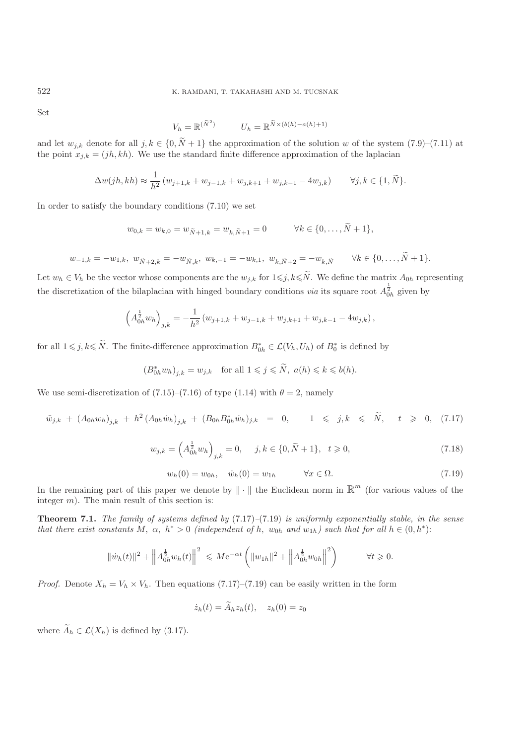Set

$$V_h = \mathbb{R}^{(\widetilde{N}^2)} \qquad U_h = \mathbb{R}^{\widetilde{N} \times (b(h)-a(h)+1)}$$

and let $w_{j,k}$ denote for all $j, k \in \{0, \widetilde{N}+1\}$ the approximation of the solution $w$ of the system (7.9)–(7.11) at the point $x_{j,k} = (jh, kh)$. We use the standard finite difference approximation of the laplacian

$$\Delta w(jh, kh) \approx \frac{1}{h^2}\left(w_{j+1,k} + w_{j-1,k} + w_{j,k+1} + w_{j,k-1} - 4w_{j,k}\right) \qquad \forall j, k \in \{1, \widetilde{N}\}.$$

In order to satisfy the boundary conditions (7.10) we set

$$w_{0,k} = w_{k,0} = w_{\widetilde{N}+1,k} = w_{k,\widetilde{N}+1} = 0 \qquad \forall k \in \{0, \dots, \widetilde{N}+1\},$$

$$w_{-1,k} = -w_{1,k},\ w_{\widetilde{N}+2,k} = -w_{\widetilde{N},k},\ w_{k,-1} = -w_{k,1},\ w_{k,\widetilde{N}+2} = -w_{k,\widetilde{N}} \qquad \forall k \in \{0, \dots, \widetilde{N}+1\}.$$

Let $w_h \in V_h$ be the vector whose components are the $w_{j,k}$ for $1 \leqslant j, k \leqslant \widetilde{N}$. We define the matrix $A_{0h}$ representing the discretization of the bilaplacian with hinged boundary conditions *via* its square root $A_{0h}^{\frac{1}{2}}$ given by

$$\left(A_{0h}^{\frac{1}{2}} w_h\right)_{j,k} = -\frac{1}{h^2}\left(w_{j+1,k} + w_{j-1,k} + w_{j,k+1} + w_{j,k-1} - 4w_{j,k}\right),$$

for all $1 \leqslant j, k \leqslant \widetilde{N}$. The finite-difference approximation $B_{0h}^* \in \mathcal{L}(V_h, U_h)$ of $B_0^*$ is defined by

$$\left(B_{0h}^* w_h\right)_{j,k} = w_{j,k} \quad \text{for all } 1 \leqslant j \leqslant \widetilde{N},\ a(h) \leqslant k \leqslant b(h).$$

We use semi-discretization of (7.15)–(7.16) of type (1.14) with $\theta = 2$, namely

$$\ddot{w}_{j,k} + (A_{0h} w_h)_{j,k} + h^2 (A_{0h} \dot{w}_h)_{j,k} + (B_{0h} B_{0h}^* \dot{w}_h)_{j,k} = 0, \qquad 1 \leqslant j, k \leqslant \widetilde{N}, \quad t \geqslant 0, \quad (7.17)$$

$$w_{j,k} = \left(A_{0h}^{\frac{1}{2}} w_h\right)_{j,k} = 0, \quad j, k \in \{0, \widetilde{N}+1\}, \quad t \geqslant 0, \qquad (7.18)$$

$$w_h(0) = w_{0h}, \quad \dot{w}_h(0) = w_{1h} \qquad \forall x \in \Omega. \qquad (7.19)$$

In the remaining part of this paper we denote by $\|\cdot\|$ the Euclidean norm in $\mathbb{R}^m$ (for various values of the integer $m$). The main result of this section is:

**Theorem 7.1.** *The family of systems defined by* (7.17)–(7.19) *is uniformly exponentially stable, in the sense that there exist constants* $M,\ \alpha,\ h^* > 0$ *(independent of* $h$, $w_{0h}$ *and* $w_{1h}$*) such that for all* $h \in (0, h^*)$:

$$\|\dot{w}_h(t)\|^2 + \left\|A_{0h}^{\frac{1}{2}} w_h(t)\right\|^2 \leqslant M e^{-\alpha t}\left(\|w_{1h}\|^2 + \left\|A_{0h}^{\frac{1}{2}} w_{0h}\right\|^2\right) \qquad \forall t \geqslant 0.$$

*Proof.* Denote $X_h = V_h \times V_h$. Then equations (7.17)–(7.19) can be easily written in the form

$$\dot{z}_h(t) = \widetilde{A}_h z_h(t), \quad z_h(0) = z_0$$

where $\widetilde{A}_h \in \mathcal{L}(X_h)$ is defined by (3.17).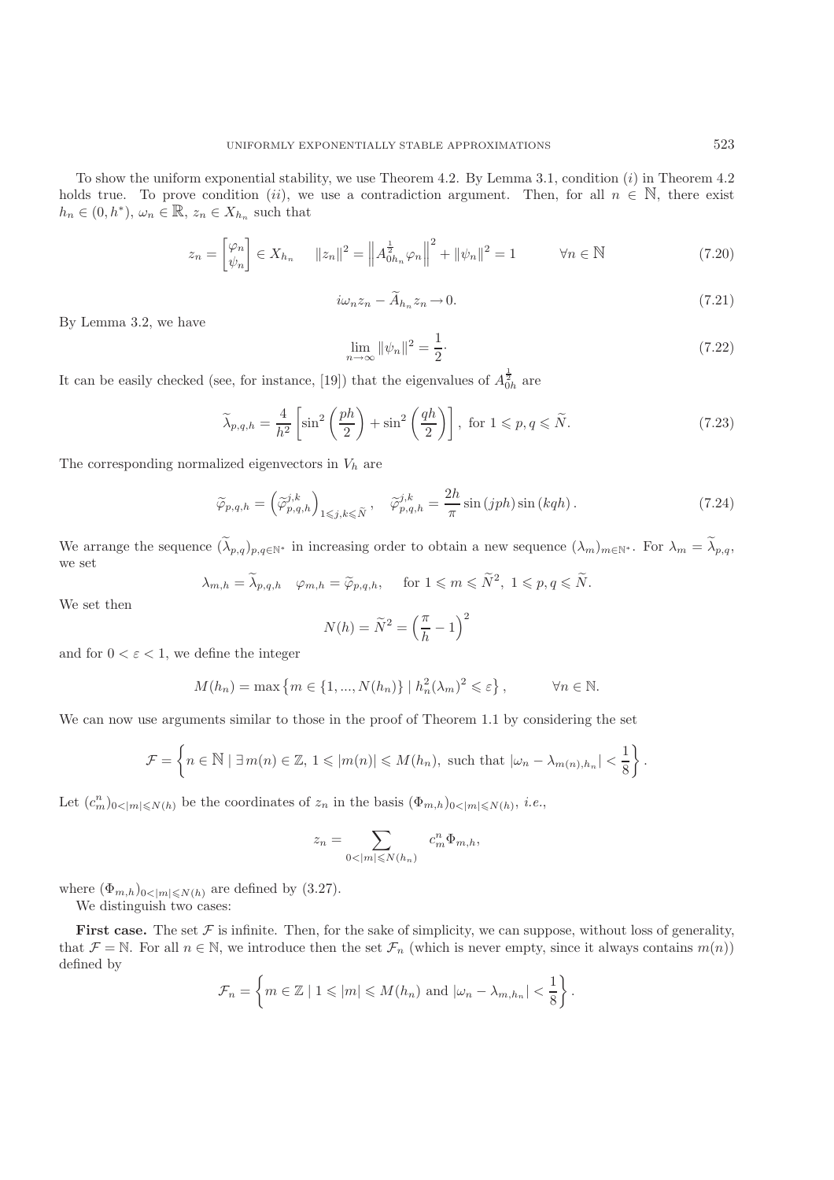To show the uniform exponential stability, we use Theorem 4.2. By Lemma 3.1, condition $(i)$ in Theorem 4.2 holds true. To prove condition $(ii)$, we use a contradiction argument. Then, for all $n \in \mathbb{N}$, there exist $h_n \in (0, h^*)$, $\omega_n \in \mathbb{R}$, $z_n \in X_{h_n}$ such that

$$z_n = \begin{bmatrix} \varphi_n \\ \psi_n \end{bmatrix} \in X_{h_n} \qquad \|z_n\|^2 = \left\| A_{0h_n}^{\frac{1}{2}} \varphi_n \right\|^2 + \|\psi_n\|^2 = 1 \qquad \forall n \in \mathbb{N} \tag{7.20}$$

$$i\omega_n z_n - \widetilde{A}_{h_n} z_n \to 0. \tag{7.21}$$

By Lemma 3.2, we have

$$\lim_{n\to\infty} \|\psi_n\|^2 = \frac{1}{2}\cdot \tag{7.22}$$

It can be easily checked (see, for instance, [19]) that the eigenvalues of $A_{0h}^{\frac{1}{2}}$ are

$$\widetilde{\lambda}_{p,q,h} = \frac{4}{h^2}\left[\sin^2\left(\frac{ph}{2}\right) + \sin^2\left(\frac{qh}{2}\right)\right], \text{ for } 1 \leqslant p, q \leqslant \widetilde{N}. \tag{7.23}$$

The corresponding normalized eigenvectors in $V_h$ are

$$\widetilde{\varphi}_{p,q,h} = \left(\widetilde{\varphi}_{p,q,h}^{j,k}\right)_{1\leqslant j,k\leqslant \widetilde{N}}, \quad \widetilde{\varphi}_{p,q,h}^{j,k} = \frac{2h}{\pi}\sin(jph)\sin(kqh). \tag{7.24}$$

We arrange the sequence $(\widetilde{\lambda}_{p,q})_{p,q\in\mathbb{N}^*}$ in increasing order to obtain a new sequence $(\lambda_m)_{m\in\mathbb{N}^*}$. For $\lambda_m = \widetilde{\lambda}_{p,q}$, we set

$$\lambda_{m,h} = \widetilde{\lambda}_{p,q,h} \quad \varphi_{m,h} = \widetilde{\varphi}_{p,q,h}, \qquad \text{for } 1 \leqslant m \leqslant \widetilde{N}^2,\ 1 \leqslant p, q \leqslant \widetilde{N}.$$

We set then

$$N(h) = \widetilde{N}^2 = \left(\frac{\pi}{h} - 1\right)^2$$

and for $0 < \varepsilon < 1$, we define the integer

$$M(h_n) = \max\left\{m \in \{1, ..., N(h_n)\} \mid h_n^2(\lambda_m)^2 \leqslant \varepsilon\right\}, \qquad \forall n \in \mathbb{N}.$$

We can now use arguments similar to those in the proof of Theorem 1.1 by considering the set

$$\mathcal{F} = \left\{n \in \mathbb{N} \mid \exists\, m(n) \in \mathbb{Z},\ 1 \leqslant |m(n)| \leqslant M(h_n), \text{ such that } |\omega_n - \lambda_{m(n),h_n}| < \frac{1}{8}\right\}.$$

Let $(c_m^n)_{0<|m|\leqslant N(h)}$ be the coordinates of $z_n$ in the basis $(\Phi_{m,h})_{0<|m|\leqslant N(h)}$, *i.e.*,

$$z_n = \sum_{0<|m|\leqslant N(h_n)} c_m^n \Phi_{m,h},$$

where $(\Phi_{m,h})_{0<|m|\leqslant N(h)}$ are defined by (3.27).

We distinguish two cases:

**First case.** The set $\mathcal{F}$ is infinite. Then, for the sake of simplicity, we can suppose, without loss of generality, that $\mathcal{F} = \mathbb{N}$. For all $n \in \mathbb{N}$, we introduce then the set $\mathcal{F}_n$ (which is never empty, since it always contains $m(n)$) defined by

$$\mathcal{F}_n = \left\{m \in \mathbb{Z} \mid 1 \leqslant |m| \leqslant M(h_n) \text{ and } |\omega_n - \lambda_{m,h_n}| < \frac{1}{8}\right\}.$$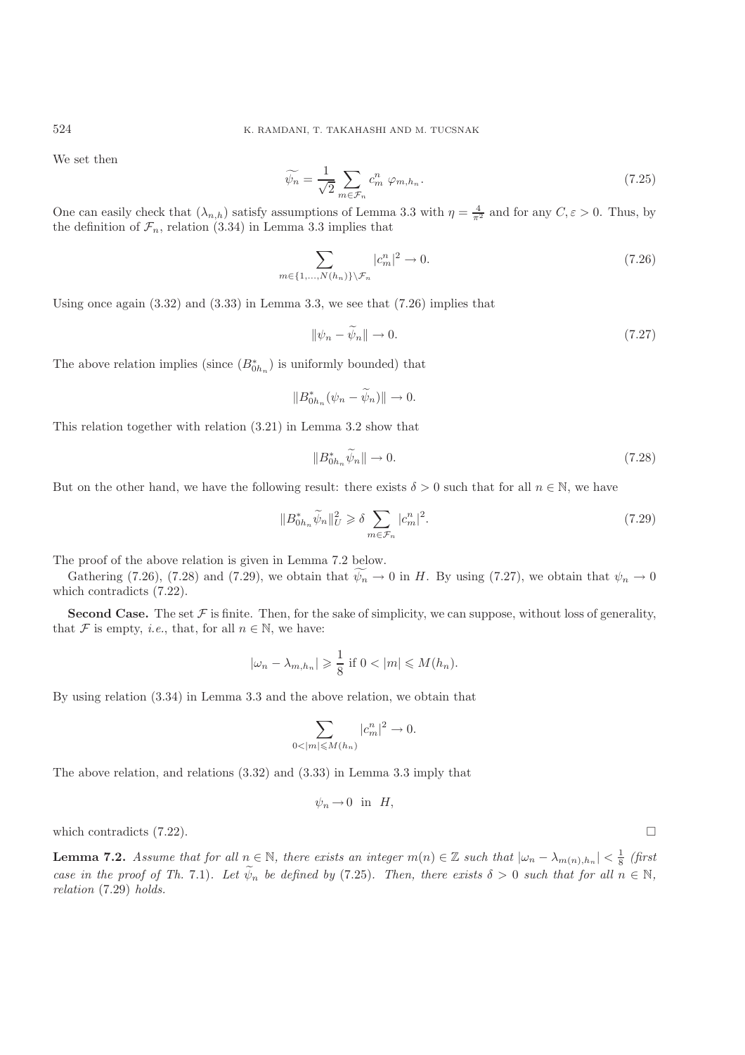We set then

$$\widetilde{\psi_n} = \frac{1}{\sqrt{2}} \sum_{m\in\mathcal{F}_n} c_m^n \, \varphi_{m,h_n}. \tag{7.25}$$

One can easily check that $(\lambda_{n,h})$ satisfy assumptions of Lemma 3.3 with $\eta = \frac{4}{\pi^2}$ and for any $C, \varepsilon > 0$. Thus, by the definition of $\mathcal{F}_n$, relation (3.34) in Lemma 3.3 implies that

$$\sum_{m\in\{1,\ldots,N(h_n)\}\setminus\mathcal{F}_n} |c_m^n|^2 \to 0. \tag{7.26}$$

Using once again (3.32) and (3.33) in Lemma 3.3, we see that (7.26) implies that

$$\|\psi_n - \widetilde{\psi_n}\| \to 0. \tag{7.27}$$

The above relation implies (since $(B_{0h_n}^*)$ is uniformly bounded) that

$$\|B_{0h_n}^*(\psi_n - \widetilde{\psi_n})\| \to 0.$$

This relation together with relation (3.21) in Lemma 3.2 show that

$$\|B_{0h_n}^* \widetilde{\psi_n}\| \to 0. \tag{7.28}$$

But on the other hand, we have the following result: there exists $\delta > 0$ such that for all $n \in \mathbb{N}$, we have

$$\|B_{0h_n}^* \widetilde{\psi_n}\|_U^2 \geqslant \delta \sum_{m\in\mathcal{F}_n} |c_m^n|^2. \tag{7.29}$$

The proof of the above relation is given in Lemma 7.2 below.

Gathering (7.26), (7.28) and (7.29), we obtain that $\widetilde{\psi_n} \to 0$ in $H$. By using (7.27), we obtain that $\psi_n \to 0$ which contradicts (7.22).

**Second Case.** The set $\mathcal{F}$ is finite. Then, for the sake of simplicity, we can suppose, without loss of generality, that $\mathcal{F}$ is empty, *i.e.*, that, for all $n \in \mathbb{N}$, we have:

$$|\omega_n - \lambda_{m,h_n}| \geqslant \frac{1}{8} \text{ if } 0 < |m| \leqslant M(h_n).$$

By using relation (3.34) in Lemma 3.3 and the above relation, we obtain that

$$\sum_{0<|m|\leqslant M(h_n)} |c_m^n|^2 \to 0.$$

The above relation, and relations (3.32) and (3.33) in Lemma 3.3 imply that

$$\psi_n \to 0 \ \text{ in } \ H,$$

which contradicts (7.22). □

**Lemma 7.2.** *Assume that for all $n \in \mathbb{N}$, there exists an integer $m(n) \in \mathbb{Z}$ such that $|\omega_n - \lambda_{m(n),h_n}| < \frac{1}{8}$ (first case in the proof of Th.* 7.1*). Let $\widetilde{\psi_n}$ be defined by* (7.25)*. Then, there exists $\delta > 0$ such that for all $n \in \mathbb{N}$, relation* (7.29) *holds.*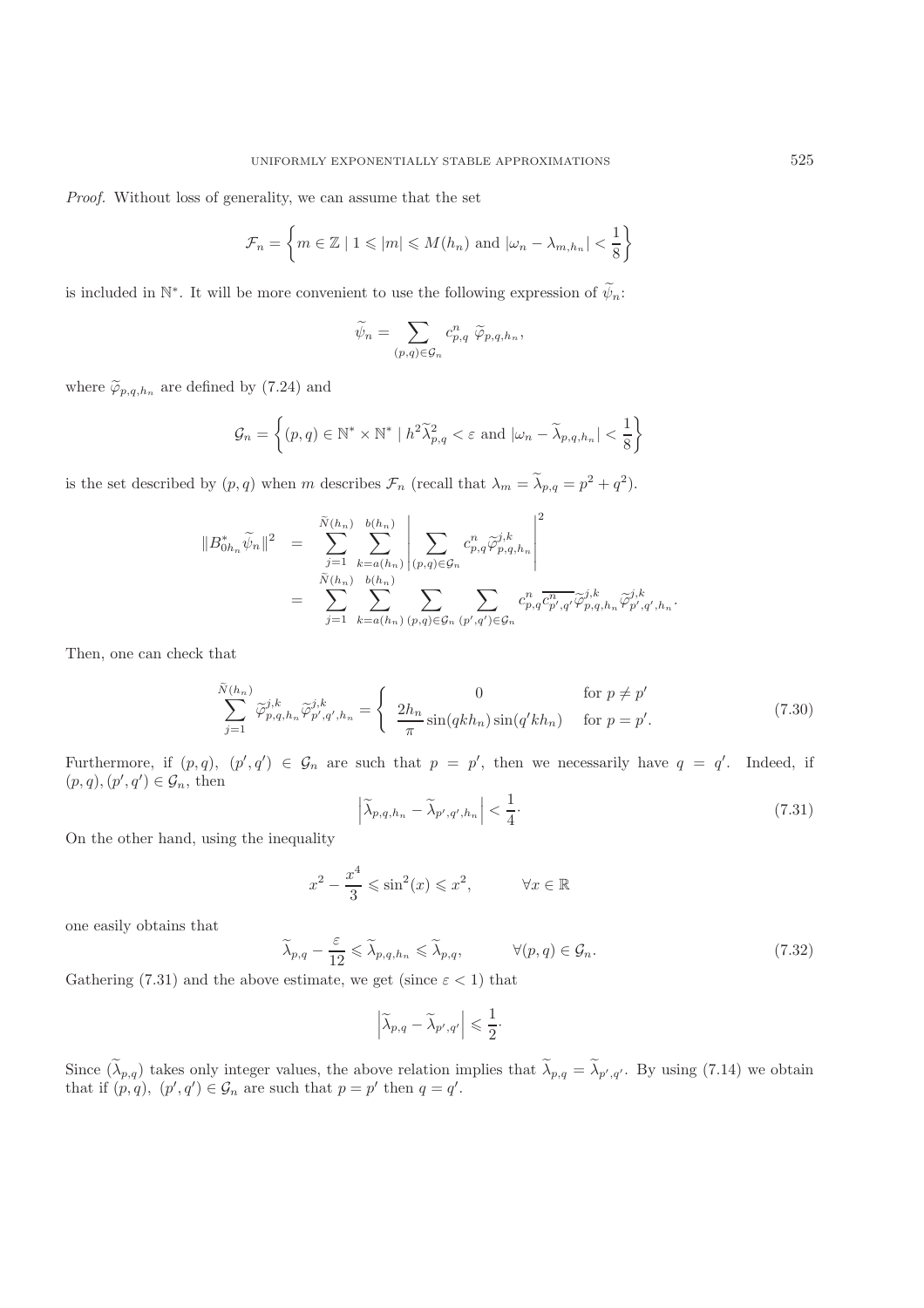*Proof.* Without loss of generality, we can assume that the set

$$\mathcal{F}_n = \left\{ m \in \mathbb{Z} \mid 1 \leqslant |m| \leqslant M(h_n) \text{ and } |\omega_n - \lambda_{m,h_n}| < \frac{1}{8} \right\}$$

is included in $\mathbb{N}^*$. It will be more convenient to use the following expression of $\widetilde{\psi}_n$:

$$\widetilde{\psi}_n = \sum_{(p,q)\in\mathcal{G}_n} c^n_{p,q}\ \widetilde{\varphi}_{p,q,h_n},$$

where $\widetilde{\varphi}_{p,q,h_n}$ are defined by (7.24) and

$$\mathcal{G}_n = \left\{ (p,q) \in \mathbb{N}^* \times \mathbb{N}^* \mid h^2 \widetilde{\lambda}^2_{p,q} < \varepsilon \text{ and } |\omega_n - \widetilde{\lambda}_{p,q,h_n}| < \frac{1}{8} \right\}$$

is the set described by $(p,q)$ when $m$ describes $\mathcal{F}_n$ (recall that $\lambda_m = \widetilde{\lambda}_{p,q} = p^2 + q^2$).

$$\begin{aligned}
\|B^*_{0h_n}\widetilde{\psi}_n\|^2 &= \sum_{j=1}^{\widetilde{N}(h_n)} \sum_{k=a(h_n)}^{b(h_n)} \left| \sum_{(p,q)\in\mathcal{G}_n} c^n_{p,q} \widetilde{\varphi}^{j,k}_{p,q,h_n} \right|^2 \\
&= \sum_{j=1}^{\widetilde{N}(h_n)} \sum_{k=a(h_n)}^{b(h_n)} \sum_{(p,q)\in\mathcal{G}_n} \sum_{(p',q')\in\mathcal{G}_n} c^n_{p,q} \overline{c^n_{p',q'}} \widetilde{\varphi}^{j,k}_{p,q,h_n} \widetilde{\varphi}^{j,k}_{p',q',h_n}.
\end{aligned}$$

Then, one can check that

$$\sum_{j=1}^{\widetilde{N}(h_n)} \widetilde{\varphi}^{j,k}_{p,q,h_n} \widetilde{\varphi}^{j,k}_{p',q',h_n} = \begin{cases} 0 & \text{for } p \neq p' \\ \dfrac{2h_n}{\pi} \sin(qkh_n)\sin(q'kh_n) & \text{for } p = p'. \end{cases} \tag{7.30}$$

Furthermore, if $(p,q),\ (p',q') \in \mathcal{G}_n$ are such that $p = p'$, then we necessarily have $q = q'$. Indeed, if $(p,q), (p',q') \in \mathcal{G}_n$, then

$$\left| \widetilde{\lambda}_{p,q,h_n} - \widetilde{\lambda}_{p',q',h_n} \right| < \frac{1}{4}. \tag{7.31}$$

On the other hand, using the inequality

$$x^2 - \frac{x^4}{3} \leqslant \sin^2(x) \leqslant x^2, \qquad \forall x \in \mathbb{R}$$

one easily obtains that

$$\widetilde{\lambda}_{p,q} - \frac{\varepsilon}{12} \leqslant \widetilde{\lambda}_{p,q,h_n} \leqslant \widetilde{\lambda}_{p,q}, \qquad \forall (p,q) \in \mathcal{G}_n. \tag{7.32}$$

Gathering (7.31) and the above estimate, we get (since $\varepsilon < 1$) that

$$\left| \widetilde{\lambda}_{p,q} - \widetilde{\lambda}_{p',q'} \right| \leqslant \frac{1}{2}.$$

Since $(\widetilde{\lambda}_{p,q})$ takes only integer values, the above relation implies that $\widetilde{\lambda}_{p,q} = \widetilde{\lambda}_{p',q'}$. By using (7.14) we obtain that if $(p,q),\ (p',q') \in \mathcal{G}_n$ are such that $p = p'$ then $q = q'$.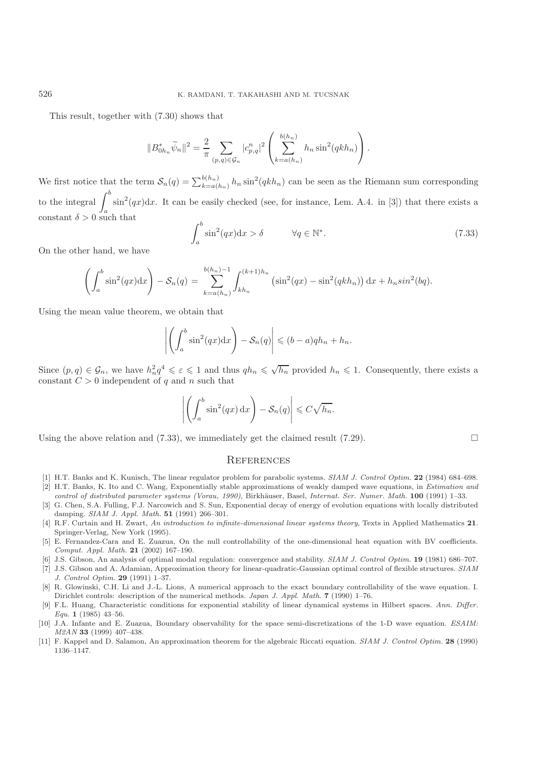This result, together with (7.30) shows that

$$\|B_{0h_n}^* \widetilde{\psi}_n\|^2 = \frac{2}{\pi} \sum_{(p,q)\in\mathcal{G}_n} |c_{p,q}^n|^2 \left( \sum_{k=a(h_n)}^{b(h_n)} h_n \sin^2(qkh_n) \right).$$

We first notice that the term $\mathcal{S}_n(q) = \sum_{k=a(h_n)}^{b(h_n)} h_n \sin^2(qkh_n)$ can be seen as the Riemann sum corresponding to the integral $\displaystyle\int_a^b \sin^2(qx)\mathrm{d}x$. It can be easily checked (see, for instance, Lem. A.4. in [3]) that there exists a constant $\delta > 0$ such that

$$\int_a^b \sin^2(qx)\mathrm{d}x > \delta \qquad \forall q \in \mathbb{N}^*. \tag{7.33}$$

On the other hand, we have

$$\left( \int_a^b \sin^2(qx)\mathrm{d}x \right) - \mathcal{S}_n(q) = \sum_{k=a(h_n)}^{b(h_n)-1} \int_{kh_n}^{(k+1)h_n} \left( \sin^2(qx) - \sin^2(qkh_n) \right) \mathrm{d}x + h_n sin^2(bq).$$

Using the mean value theorem, we obtain that

$$\left| \left( \int_a^b \sin^2(qx)\mathrm{d}x \right) - \mathcal{S}_n(q) \right| \leqslant (b-a)qh_n + h_n.$$

Since $(p,q) \in \mathcal{G}_n$, we have $h_n^2 q^4 \leqslant \varepsilon \leqslant 1$ and thus $qh_n \leqslant \sqrt{h_n}$ provided $h_n \leqslant 1$. Consequently, there exists a constant $C > 0$ independent of $q$ and $n$ such that

$$\left| \left( \int_a^b \sin^2(qx)\,\mathrm{d}x \right) - \mathcal{S}_n(q) \right| \leqslant C\sqrt{h_n}.$$

Using the above relation and (7.33), we immediately get the claimed result (7.29). □

## References

[1] H.T. Banks and K. Kunisch, The linear regulator problem for parabolic systems. *SIAM J. Control Optim.* **22** (1984) 684–698.

[2] H.T. Banks, K. Ito and C. Wang, Exponentially stable approximations of weakly damped wave equations, in *Estimation and control of distributed parameter systems (Vorau, 1990)*, Birkhäuser, Basel, *Internat. Ser. Numer. Math.* **100** (1991) 1–33.

[3] G. Chen, S.A. Fulling, F.J. Narcowich and S. Sun, Exponential decay of energy of evolution equations with locally distributed damping. *SIAM J. Appl. Math.* **51** (1991) 266–301.

[4] R.F. Curtain and H. Zwart, *An introduction to infinite-dimensional linear systems theory*, Texts in Applied Mathematics **21**. Springer-Verlag, New York (1995).

[5] E. Fernandez-Cara and E. Zuazua, On the null controllability of the one-dimensional heat equation with BV coefficients. *Comput. Appl. Math.* **21** (2002) 167–190.

[6] J.S. Gibson, An analysis of optimal modal regulation: convergence and stability. *SIAM J. Control Optim.* **19** (1981) 686–707.

[7] J.S. Gibson and A. Adamian, Approximation theory for linear-quadratic-Gaussian optimal control of flexible structures. *SIAM J. Control Optim.* **29** (1991) 1–37.

[8] R. Glowinski, C.H. Li and J.-L. Lions, A numerical approach to the exact boundary controllability of the wave equation. I. Dirichlet controls: description of the numerical methods. *Japan J. Appl. Math.* **7** (1990) 1–76.

[9] F.L. Huang, Characteristic conditions for exponential stability of linear dynamical systems in Hilbert spaces. *Ann. Differ. Equ.* **1** (1985) 43–56.

[10] J.A. Infante and E. Zuazua, Boundary observability for the space semi-discretizations of the 1-D wave equation. *ESAIM: M2AN* **33** (1999) 407–438.

[11] F. Kappel and D. Salamon, An approximation theorem for the algebraic Riccati equation. *SIAM J. Control Optim.* **28** (1990) 1136–1147.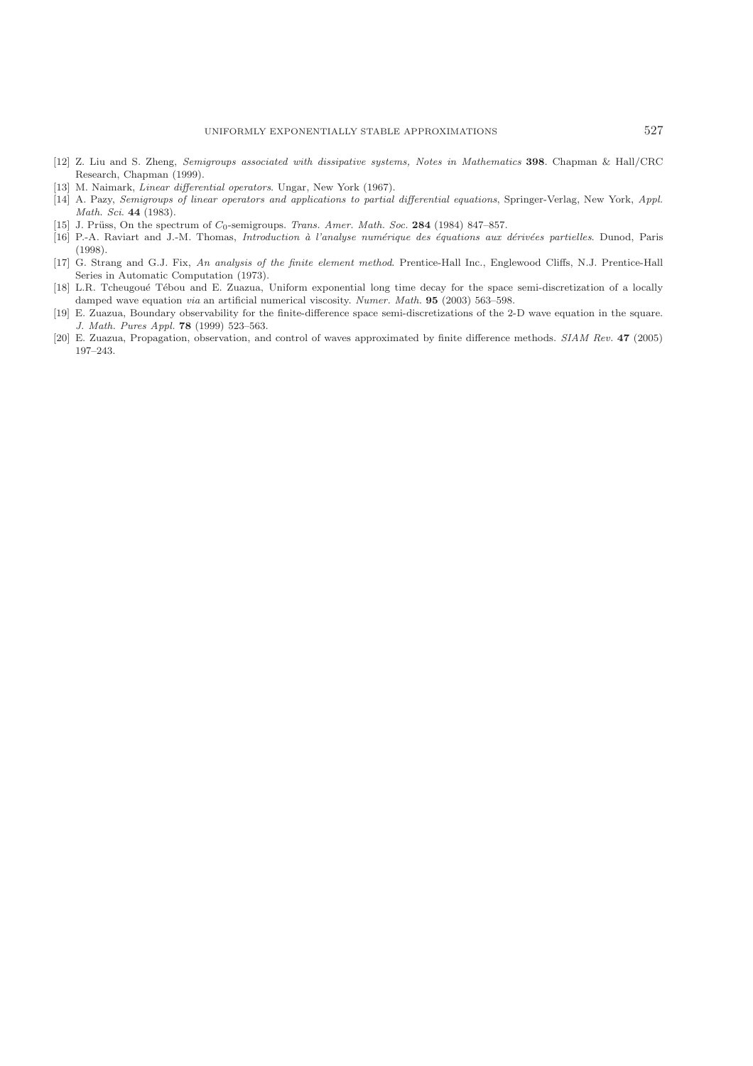[12] Z. Liu and S. Zheng, *Semigroups associated with dissipative systems, Notes in Mathematics* **398**. Chapman & Hall/CRC Research, Chapman (1999).

[13] M. Naimark, *Linear differential operators*. Ungar, New York (1967).

[14] A. Pazy, *Semigroups of linear operators and applications to partial differential equations*, Springer-Verlag, New York, *Appl. Math. Sci*. **44** (1983).

[15] J. Prüss, On the spectrum of $C_0$-semigroups. *Trans. Amer. Math. Soc.* **284** (1984) 847–857.

[16] P.-A. Raviart and J.-M. Thomas, *Introduction à l'analyse numérique des équations aux dérivées partielles*. Dunod, Paris (1998).

[17] G. Strang and G.J. Fix, *An analysis of the finite element method*. Prentice-Hall Inc., Englewood Cliffs, N.J. Prentice-Hall Series in Automatic Computation (1973).

[18] L.R. Tcheugoué Tébou and E. Zuazua, Uniform exponential long time decay for the space semi-discretization of a locally damped wave equation *via* an artificial numerical viscosity. *Numer. Math.* **95** (2003) 563–598.

[19] E. Zuazua, Boundary observability for the finite-difference space semi-discretizations of the 2-D wave equation in the square. *J. Math. Pures Appl.* **78** (1999) 523–563.

[20] E. Zuazua, Propagation, observation, and control of waves approximated by finite difference methods. *SIAM Rev.* **47** (2005) 197–243.